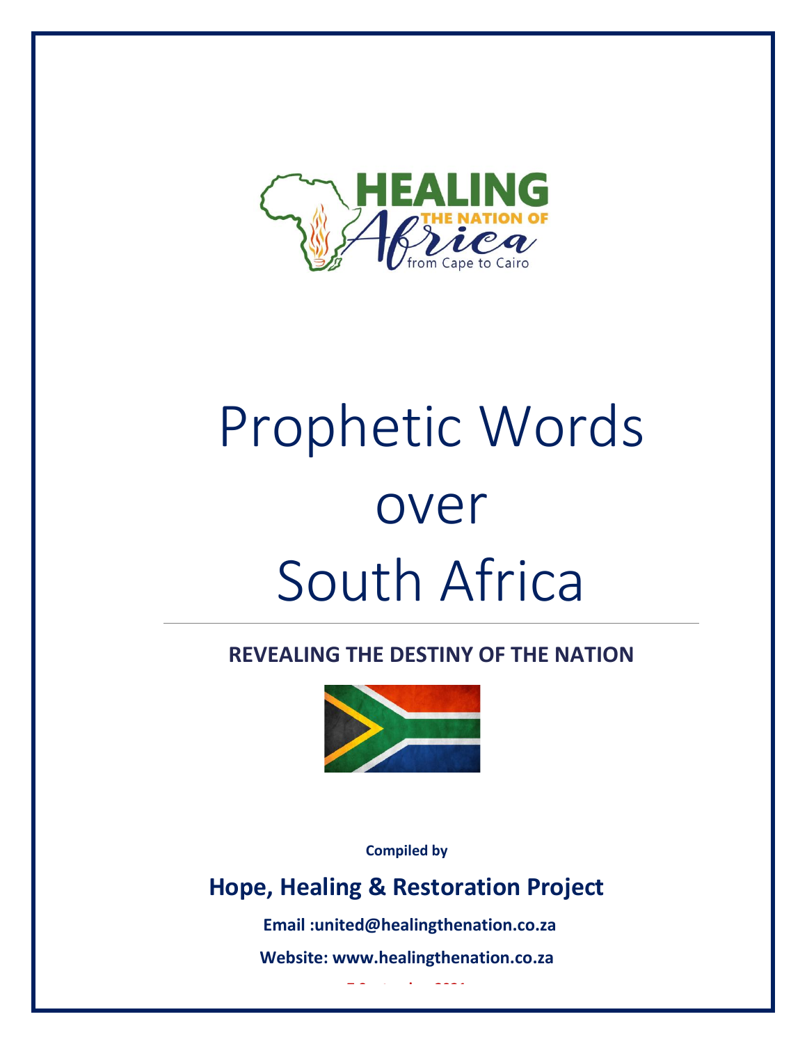HEALING THE NATION OF Africa from Cape to Cairo

# Prophetic Words over South Africa

**REVEALING THE DESTINY OF THE NATION**

**Compiled by**

## Hope, Healing & Restoration Project

**Email :united@healingthenation.co.za**

**Website: www.healingthenation.co.za**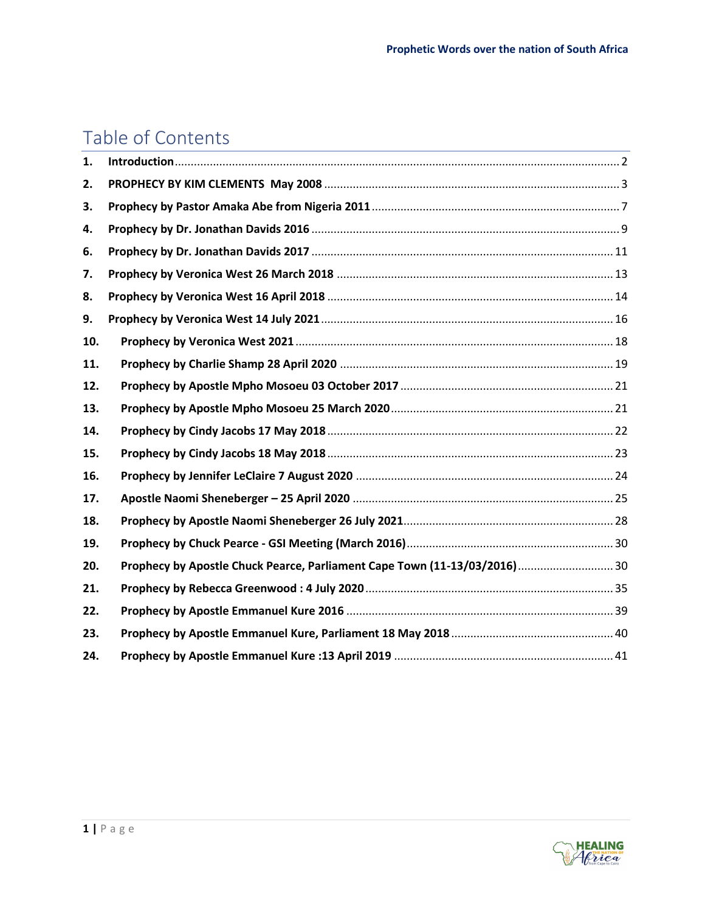# Table of Contents

1. **Introduction** ........ 2
2. **PROPHECY BY KIM CLEMENTS May 2008** ........ 3
3. **Prophecy by Pastor Amaka Abe from Nigeria 2011** ........ 7
4. **Prophecy by Dr. Jonathan Davids 2016** ........ 9
6. **Prophecy by Dr. Jonathan Davids 2017** ........ 11
7. **Prophecy by Veronica West 26 March 2018** ........ 13
8. **Prophecy by Veronica West 16 April 2018** ........ 14
9. **Prophecy by Veronica West 14 July 2021** ........ 16
10. **Prophecy by Veronica West 2021** ........ 18
11. **Prophecy by Charlie Shamp 28 April 2020** ........ 19
12. **Prophecy by Apostle Mpho Mosoeu 03 October 2017** ........ 21
13. **Prophecy by Apostle Mpho Mosoeu 25 March 2020** ........ 21
14. **Prophecy by Cindy Jacobs 17 May 2018** ........ 22
15. **Prophecy by Cindy Jacobs 18 May 2018** ........ 23
16. **Prophecy by Jennifer LeClaire 7 August 2020** ........ 24
17. **Apostle Naomi Sheneberger – 25 April 2020** ........ 25
18. **Prophecy by Apostle Naomi Sheneberger 26 July 2021** ........ 28
19. **Prophecy by Chuck Pearce - GSI Meeting (March 2016)** ........ 30
20. **Prophecy by Apostle Chuck Pearce, Parliament Cape Town (11-13/03/2016)** ........ 30
21. **Prophecy by Rebecca Greenwood : 4 July 2020** ........ 35
22. **Prophecy by Apostle Emmanuel Kure 2016** ........ 39
23. **Prophecy by Apostle Emmanuel Kure, Parliament 18 May 2018** ........ 40
24. **Prophecy by Apostle Emmanuel Kure :13 April 2019** ........ 41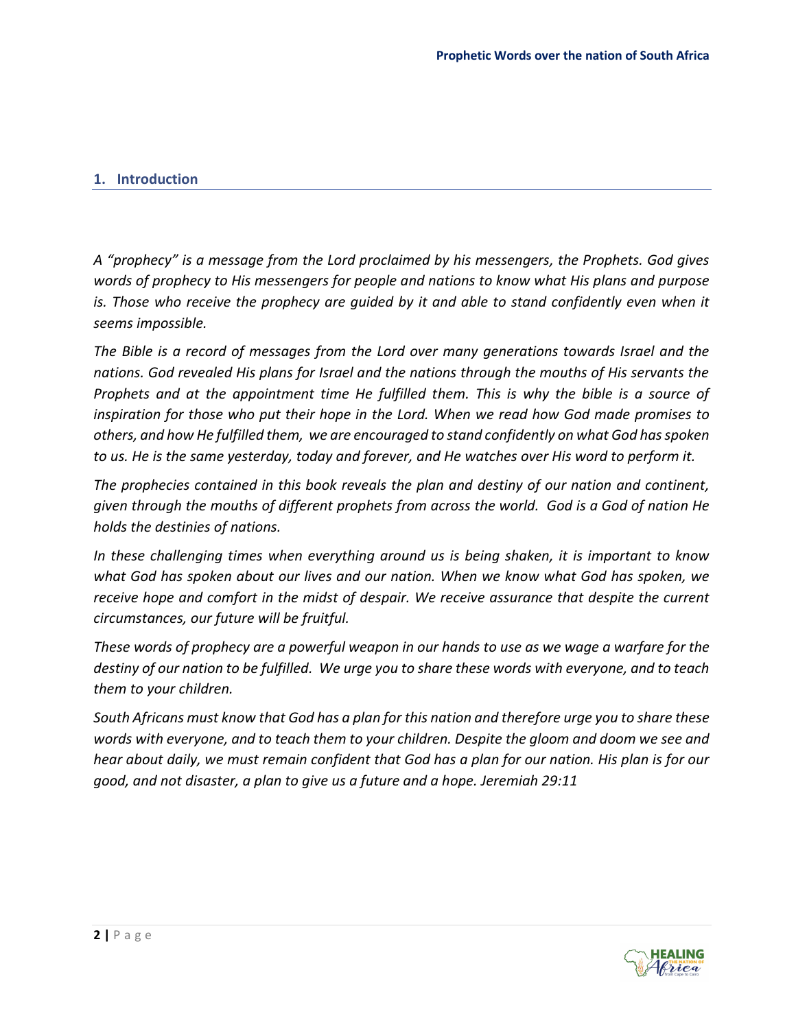## 1. Introduction

*A “prophecy” is a message from the Lord proclaimed by his messengers, the Prophets. God gives words of prophecy to His messengers for people and nations to know what His plans and purpose is. Those who receive the prophecy are guided by it and able to stand confidently even when it seems impossible.*

*The Bible is a record of messages from the Lord over many generations towards Israel and the nations. God revealed His plans for Israel and the nations through the mouths of His servants the Prophets and at the appointment time He fulfilled them. This is why the bible is a source of inspiration for those who put their hope in the Lord. When we read how God made promises to others, and how He fulfilled them, we are encouraged to stand confidently on what God has spoken to us. He is the same yesterday, today and forever, and He watches over His word to perform it.*

*The prophecies contained in this book reveals the plan and destiny of our nation and continent, given through the mouths of different prophets from across the world. God is a God of nation He holds the destinies of nations.*

*In these challenging times when everything around us is being shaken, it is important to know what God has spoken about our lives and our nation. When we know what God has spoken, we receive hope and comfort in the midst of despair. We receive assurance that despite the current circumstances, our future will be fruitful.*

*These words of prophecy are a powerful weapon in our hands to use as we wage a warfare for the destiny of our nation to be fulfilled. We urge you to share these words with everyone, and to teach them to your children.*

*South Africans must know that God has a plan for this nation and therefore urge you to share these words with everyone, and to teach them to your children. Despite the gloom and doom we see and hear about daily, we must remain confident that God has a plan for our nation. His plan is for our good, and not disaster, a plan to give us a future and a hope. Jeremiah 29:11*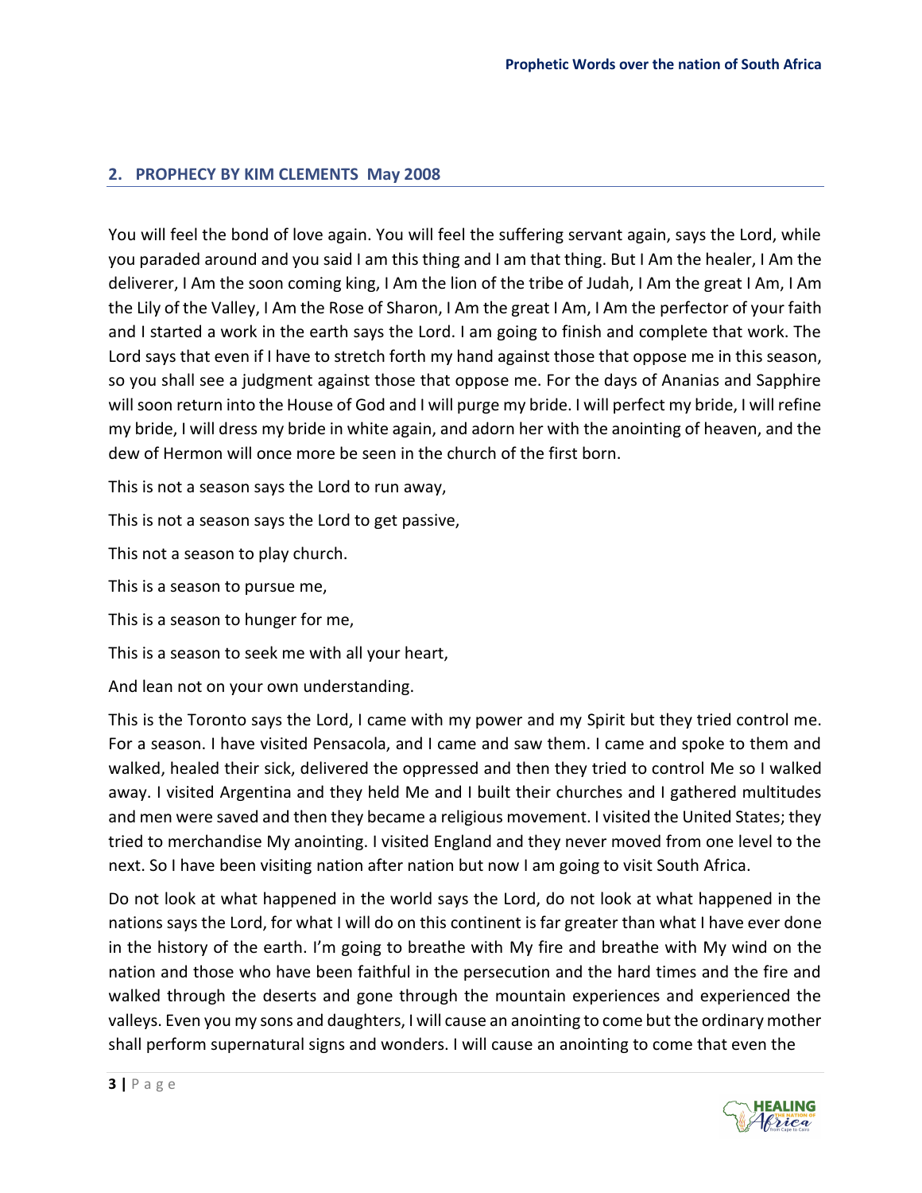## 2. PROPHECY BY KIM CLEMENTS May 2008

You will feel the bond of love again. You will feel the suffering servant again, says the Lord, while you paraded around and you said I am this thing and I am that thing. But I Am the healer, I Am the deliverer, I Am the soon coming king, I Am the lion of the tribe of Judah, I Am the great I Am, I Am the Lily of the Valley, I Am the Rose of Sharon, I Am the great I Am, I Am the perfector of your faith and I started a work in the earth says the Lord. I am going to finish and complete that work. The Lord says that even if I have to stretch forth my hand against those that oppose me in this season, so you shall see a judgment against those that oppose me. For the days of Ananias and Sapphire will soon return into the House of God and I will purge my bride. I will perfect my bride, I will refine my bride, I will dress my bride in white again, and adorn her with the anointing of heaven, and the dew of Hermon will once more be seen in the church of the first born.

This is not a season says the Lord to run away,

This is not a season says the Lord to get passive,

This not a season to play church.

This is a season to pursue me,

This is a season to hunger for me,

This is a season to seek me with all your heart,

And lean not on your own understanding.

This is the Toronto says the Lord, I came with my power and my Spirit but they tried control me. For a season. I have visited Pensacola, and I came and saw them. I came and spoke to them and walked, healed their sick, delivered the oppressed and then they tried to control Me so I walked away. I visited Argentina and they held Me and I built their churches and I gathered multitudes and men were saved and then they became a religious movement. I visited the United States; they tried to merchandise My anointing. I visited England and they never moved from one level to the next. So I have been visiting nation after nation but now I am going to visit South Africa.

Do not look at what happened in the world says the Lord, do not look at what happened in the nations says the Lord, for what I will do on this continent is far greater than what I have ever done in the history of the earth. I'm going to breathe with My fire and breathe with My wind on the nation and those who have been faithful in the persecution and the hard times and the fire and walked through the deserts and gone through the mountain experiences and experienced the valleys. Even you my sons and daughters, I will cause an anointing to come but the ordinary mother shall perform supernatural signs and wonders. I will cause an anointing to come that even the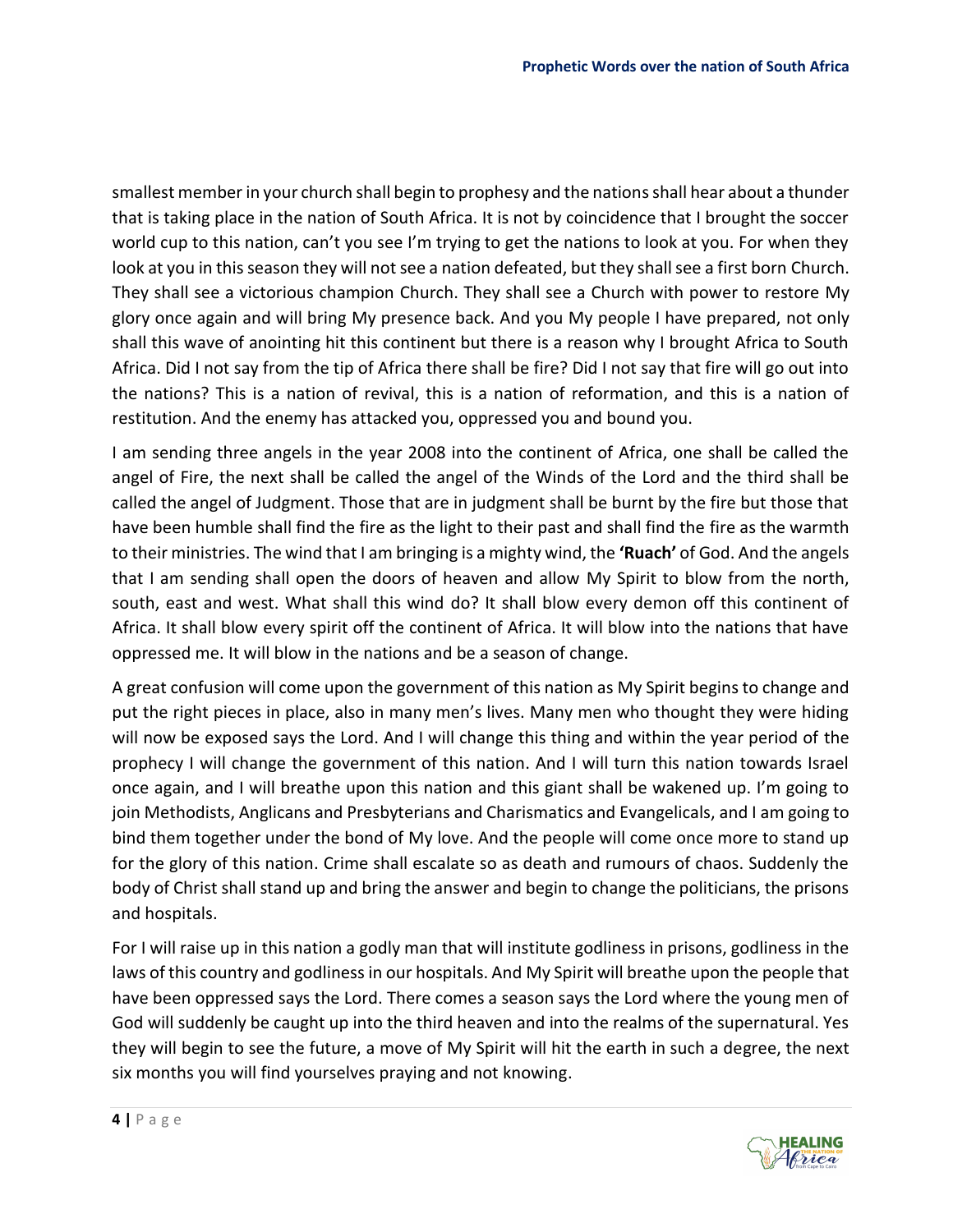smallest member in your church shall begin to prophesy and the nations shall hear about a thunder that is taking place in the nation of South Africa. It is not by coincidence that I brought the soccer world cup to this nation, can't you see I'm trying to get the nations to look at you. For when they look at you in this season they will not see a nation defeated, but they shall see a first born Church. They shall see a victorious champion Church. They shall see a Church with power to restore My glory once again and will bring My presence back. And you My people I have prepared, not only shall this wave of anointing hit this continent but there is a reason why I brought Africa to South Africa. Did I not say from the tip of Africa there shall be fire? Did I not say that fire will go out into the nations? This is a nation of revival, this is a nation of reformation, and this is a nation of restitution. And the enemy has attacked you, oppressed you and bound you.

I am sending three angels in the year 2008 into the continent of Africa, one shall be called the angel of Fire, the next shall be called the angel of the Winds of the Lord and the third shall be called the angel of Judgment. Those that are in judgment shall be burnt by the fire but those that have been humble shall find the fire as the light to their past and shall find the fire as the warmth to their ministries. The wind that I am bringing is a mighty wind, the **'Ruach'** of God. And the angels that I am sending shall open the doors of heaven and allow My Spirit to blow from the north, south, east and west. What shall this wind do? It shall blow every demon off this continent of Africa. It shall blow every spirit off the continent of Africa. It will blow into the nations that have oppressed me. It will blow in the nations and be a season of change.

A great confusion will come upon the government of this nation as My Spirit begins to change and put the right pieces in place, also in many men's lives. Many men who thought they were hiding will now be exposed says the Lord. And I will change this thing and within the year period of the prophecy I will change the government of this nation. And I will turn this nation towards Israel once again, and I will breathe upon this nation and this giant shall be wakened up. I'm going to join Methodists, Anglicans and Presbyterians and Charismatics and Evangelicals, and I am going to bind them together under the bond of My love. And the people will come once more to stand up for the glory of this nation. Crime shall escalate so as death and rumours of chaos. Suddenly the body of Christ shall stand up and bring the answer and begin to change the politicians, the prisons and hospitals.

For I will raise up in this nation a godly man that will institute godliness in prisons, godliness in the laws of this country and godliness in our hospitals. And My Spirit will breathe upon the people that have been oppressed says the Lord. There comes a season says the Lord where the young men of God will suddenly be caught up into the third heaven and into the realms of the supernatural. Yes they will begin to see the future, a move of My Spirit will hit the earth in such a degree, the next six months you will find yourselves praying and not knowing.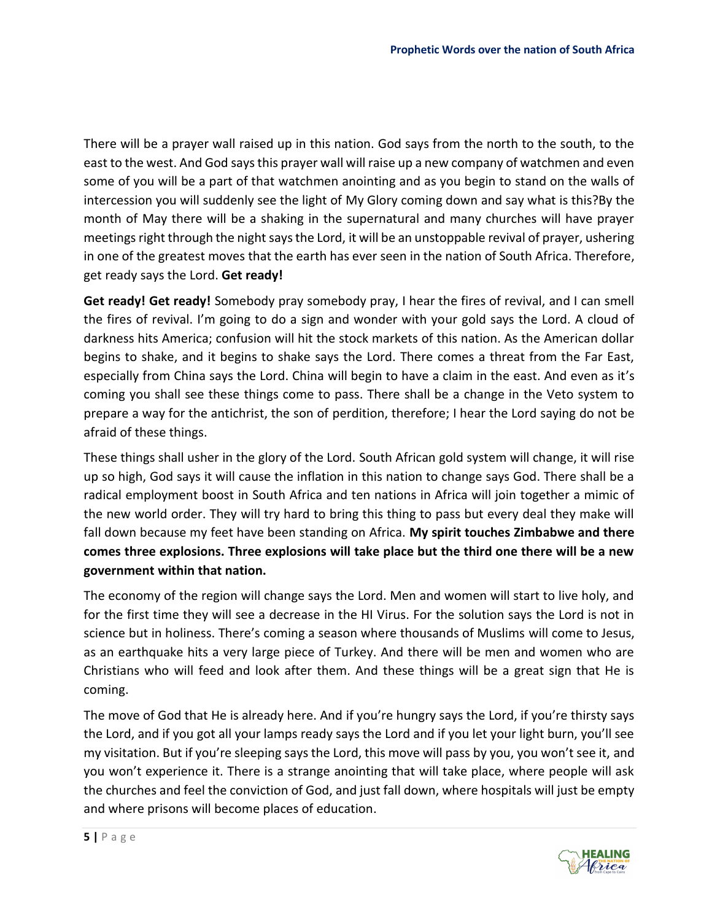There will be a prayer wall raised up in this nation. God says from the north to the south, to the east to the west. And God says this prayer wall will raise up a new company of watchmen and even some of you will be a part of that watchmen anointing and as you begin to stand on the walls of intercession you will suddenly see the light of My Glory coming down and say what is this?By the month of May there will be a shaking in the supernatural and many churches will have prayer meetings right through the night says the Lord, it will be an unstoppable revival of prayer, ushering in one of the greatest moves that the earth has ever seen in the nation of South Africa. Therefore, get ready says the Lord. **Get ready!**

**Get ready! Get ready!** Somebody pray somebody pray, I hear the fires of revival, and I can smell the fires of revival. I'm going to do a sign and wonder with your gold says the Lord. A cloud of darkness hits America; confusion will hit the stock markets of this nation. As the American dollar begins to shake, and it begins to shake says the Lord. There comes a threat from the Far East, especially from China says the Lord. China will begin to have a claim in the east. And even as it's coming you shall see these things come to pass. There shall be a change in the Veto system to prepare a way for the antichrist, the son of perdition, therefore; I hear the Lord saying do not be afraid of these things.

These things shall usher in the glory of the Lord. South African gold system will change, it will rise up so high, God says it will cause the inflation in this nation to change says God. There shall be a radical employment boost in South Africa and ten nations in Africa will join together a mimic of the new world order. They will try hard to bring this thing to pass but every deal they make will fall down because my feet have been standing on Africa. **My spirit touches Zimbabwe and there comes three explosions. Three explosions will take place but the third one there will be a new government within that nation.**

The economy of the region will change says the Lord. Men and women will start to live holy, and for the first time they will see a decrease in the HI Virus. For the solution says the Lord is not in science but in holiness. There's coming a season where thousands of Muslims will come to Jesus, as an earthquake hits a very large piece of Turkey. And there will be men and women who are Christians who will feed and look after them. And these things will be a great sign that He is coming.

The move of God that He is already here. And if you're hungry says the Lord, if you're thirsty says the Lord, and if you got all your lamps ready says the Lord and if you let your light burn, you'll see my visitation. But if you're sleeping says the Lord, this move will pass by you, you won't see it, and you won't experience it. There is a strange anointing that will take place, where people will ask the churches and feel the conviction of God, and just fall down, where hospitals will just be empty and where prisons will become places of education.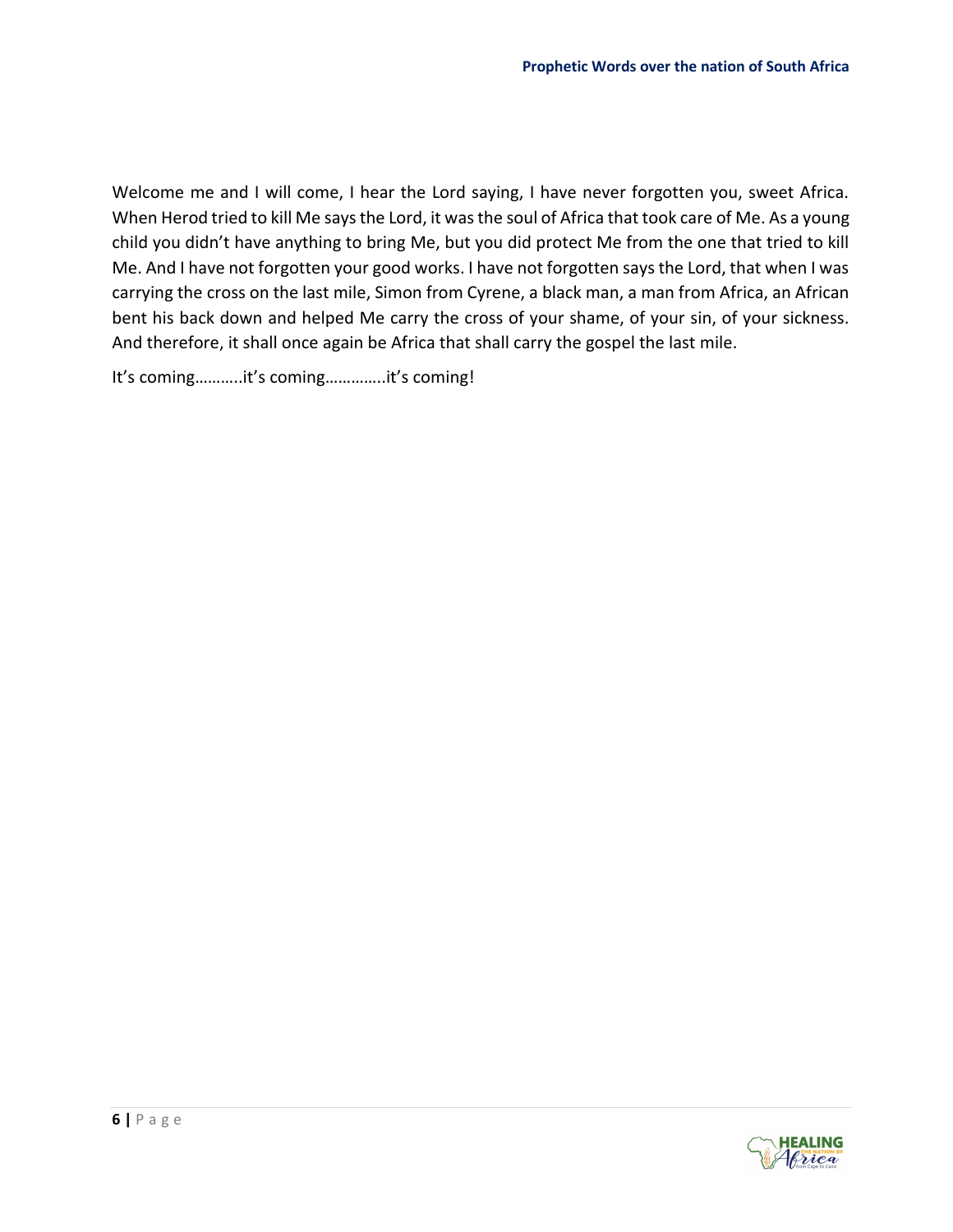Welcome me and I will come, I hear the Lord saying, I have never forgotten you, sweet Africa. When Herod tried to kill Me says the Lord, it was the soul of Africa that took care of Me. As a young child you didn't have anything to bring Me, but you did protect Me from the one that tried to kill Me. And I have not forgotten your good works. I have not forgotten says the Lord, that when I was carrying the cross on the last mile, Simon from Cyrene, a black man, a man from Africa, an African bent his back down and helped Me carry the cross of your shame, of your sin, of your sickness. And therefore, it shall once again be Africa that shall carry the gospel the last mile.

It's coming………..it's coming…………..it's coming!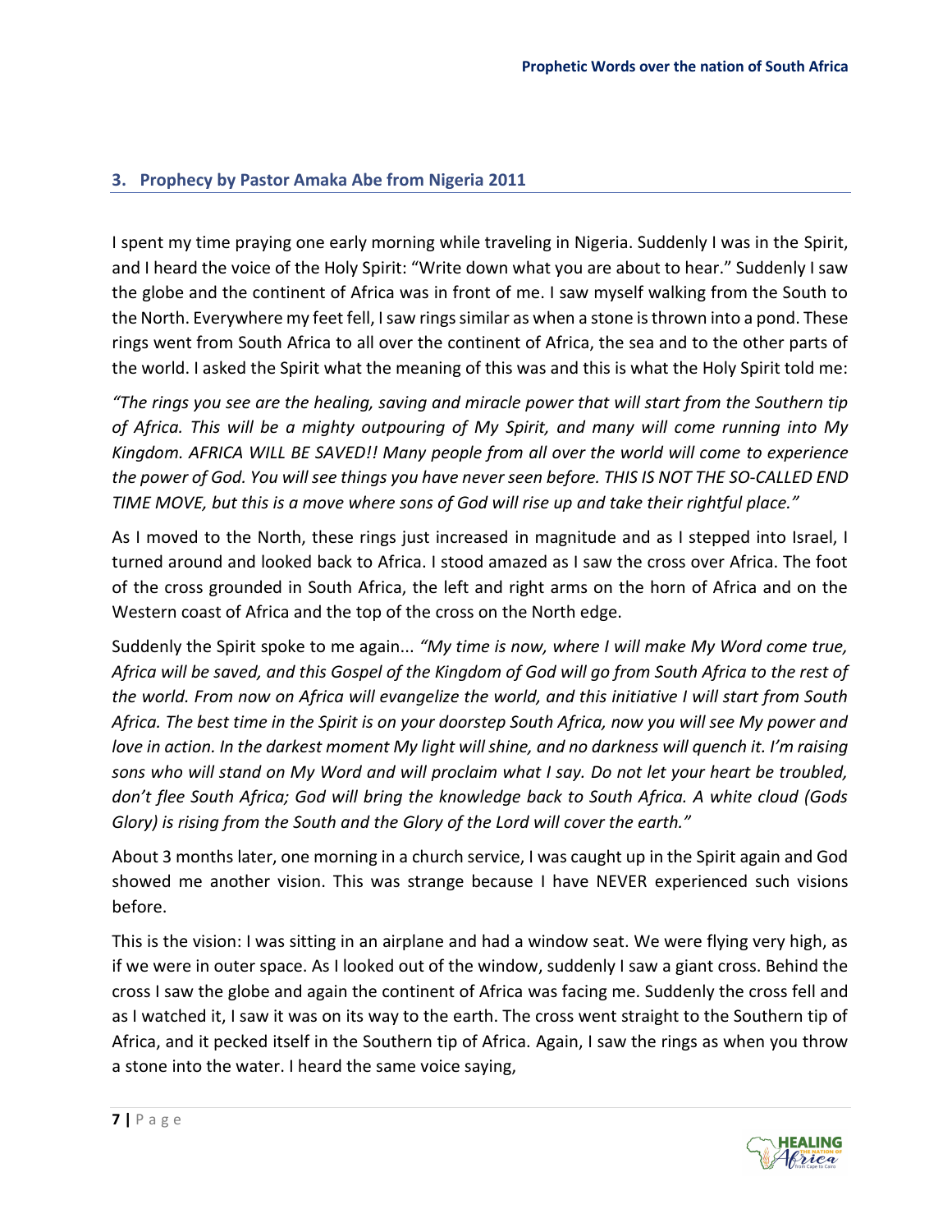## 3. Prophecy by Pastor Amaka Abe from Nigeria 2011

I spent my time praying one early morning while traveling in Nigeria. Suddenly I was in the Spirit, and I heard the voice of the Holy Spirit: "Write down what you are about to hear." Suddenly I saw the globe and the continent of Africa was in front of me. I saw myself walking from the South to the North. Everywhere my feet fell, I saw rings similar as when a stone is thrown into a pond. These rings went from South Africa to all over the continent of Africa, the sea and to the other parts of the world. I asked the Spirit what the meaning of this was and this is what the Holy Spirit told me:

*"The rings you see are the healing, saving and miracle power that will start from the Southern tip of Africa. This will be a mighty outpouring of My Spirit, and many will come running into My Kingdom. AFRICA WILL BE SAVED!! Many people from all over the world will come to experience the power of God. You will see things you have never seen before. THIS IS NOT THE SO-CALLED END TIME MOVE, but this is a move where sons of God will rise up and take their rightful place."*

As I moved to the North, these rings just increased in magnitude and as I stepped into Israel, I turned around and looked back to Africa. I stood amazed as I saw the cross over Africa. The foot of the cross grounded in South Africa, the left and right arms on the horn of Africa and on the Western coast of Africa and the top of the cross on the North edge.

Suddenly the Spirit spoke to me again... *"My time is now, where I will make My Word come true, Africa will be saved, and this Gospel of the Kingdom of God will go from South Africa to the rest of the world. From now on Africa will evangelize the world, and this initiative I will start from South Africa. The best time in the Spirit is on your doorstep South Africa, now you will see My power and love in action. In the darkest moment My light will shine, and no darkness will quench it. I'm raising sons who will stand on My Word and will proclaim what I say. Do not let your heart be troubled, don't flee South Africa; God will bring the knowledge back to South Africa. A white cloud (Gods Glory) is rising from the South and the Glory of the Lord will cover the earth."*

About 3 months later, one morning in a church service, I was caught up in the Spirit again and God showed me another vision. This was strange because I have NEVER experienced such visions before.

This is the vision: I was sitting in an airplane and had a window seat. We were flying very high, as if we were in outer space. As I looked out of the window, suddenly I saw a giant cross. Behind the cross I saw the globe and again the continent of Africa was facing me. Suddenly the cross fell and as I watched it, I saw it was on its way to the earth. The cross went straight to the Southern tip of Africa, and it pecked itself in the Southern tip of Africa. Again, I saw the rings as when you throw a stone into the water. I heard the same voice saying,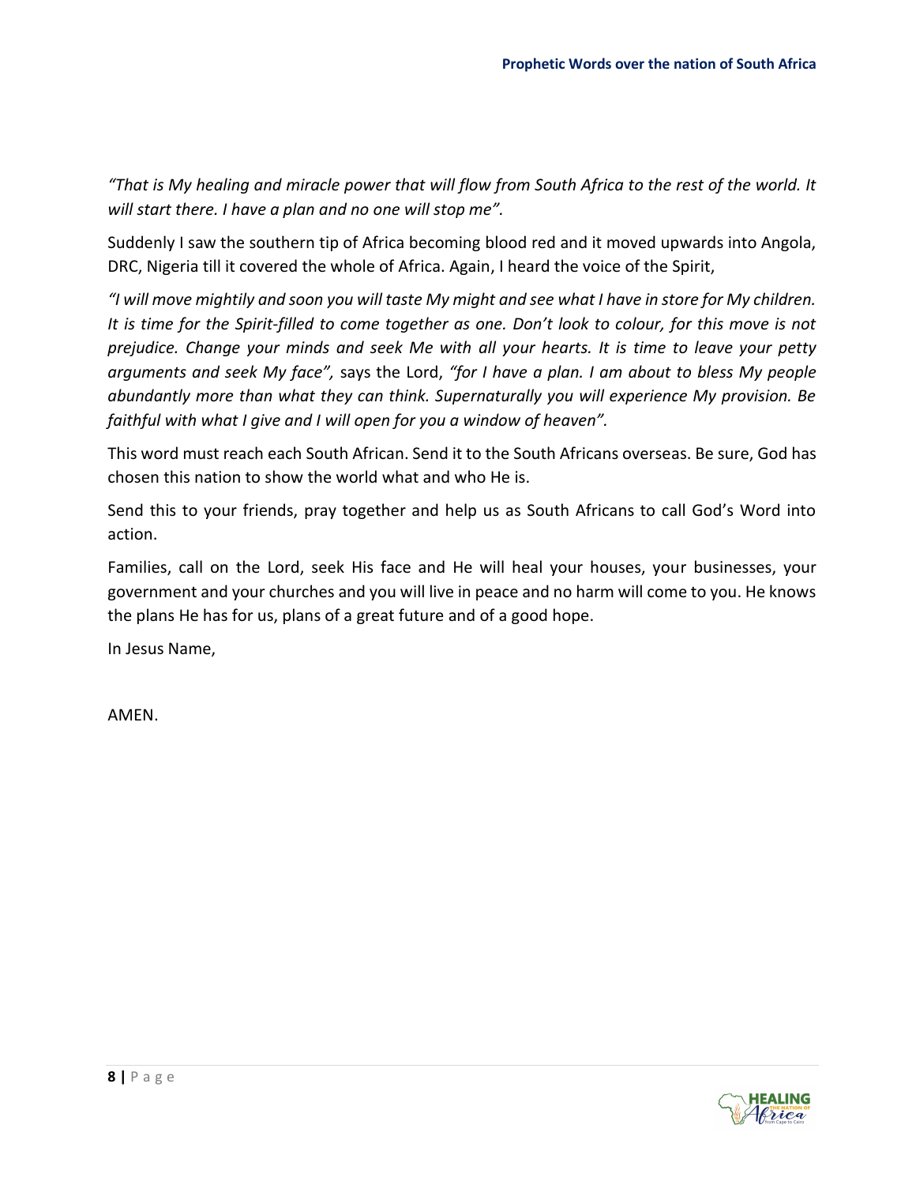*"That is My healing and miracle power that will flow from South Africa to the rest of the world. It will start there. I have a plan and no one will stop me".*

Suddenly I saw the southern tip of Africa becoming blood red and it moved upwards into Angola, DRC, Nigeria till it covered the whole of Africa. Again, I heard the voice of the Spirit,

*"I will move mightily and soon you will taste My might and see what I have in store for My children. It is time for the Spirit-filled to come together as one. Don't look to colour, for this move is not prejudice. Change your minds and seek Me with all your hearts. It is time to leave your petty arguments and seek My face",* says the Lord, *"for I have a plan. I am about to bless My people abundantly more than what they can think. Supernaturally you will experience My provision. Be faithful with what I give and I will open for you a window of heaven".*

This word must reach each South African. Send it to the South Africans overseas. Be sure, God has chosen this nation to show the world what and who He is.

Send this to your friends, pray together and help us as South Africans to call God's Word into action.

Families, call on the Lord, seek His face and He will heal your houses, your businesses, your government and your churches and you will live in peace and no harm will come to you. He knows the plans He has for us, plans of a great future and of a good hope.

In Jesus Name,

AMEN.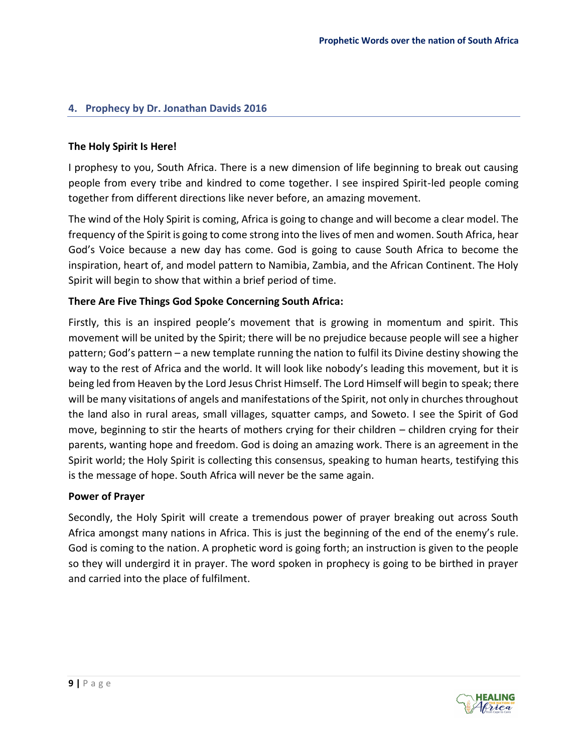## 4. Prophecy by Dr. Jonathan Davids 2016

**The Holy Spirit Is Here!**

I prophesy to you, South Africa. There is a new dimension of life beginning to break out causing people from every tribe and kindred to come together. I see inspired Spirit-led people coming together from different directions like never before, an amazing movement.

The wind of the Holy Spirit is coming, Africa is going to change and will become a clear model. The frequency of the Spirit is going to come strong into the lives of men and women. South Africa, hear God's Voice because a new day has come. God is going to cause South Africa to become the inspiration, heart of, and model pattern to Namibia, Zambia, and the African Continent. The Holy Spirit will begin to show that within a brief period of time.

**There Are Five Things God Spoke Concerning South Africa:**

Firstly, this is an inspired people's movement that is growing in momentum and spirit. This movement will be united by the Spirit; there will be no prejudice because people will see a higher pattern; God's pattern – a new template running the nation to fulfil its Divine destiny showing the way to the rest of Africa and the world. It will look like nobody's leading this movement, but it is being led from Heaven by the Lord Jesus Christ Himself. The Lord Himself will begin to speak; there will be many visitations of angels and manifestations of the Spirit, not only in churches throughout the land also in rural areas, small villages, squatter camps, and Soweto. I see the Spirit of God move, beginning to stir the hearts of mothers crying for their children – children crying for their parents, wanting hope and freedom. God is doing an amazing work. There is an agreement in the Spirit world; the Holy Spirit is collecting this consensus, speaking to human hearts, testifying this is the message of hope. South Africa will never be the same again.

**Power of Prayer**

Secondly, the Holy Spirit will create a tremendous power of prayer breaking out across South Africa amongst many nations in Africa. This is just the beginning of the end of the enemy's rule. God is coming to the nation. A prophetic word is going forth; an instruction is given to the people so they will undergird it in prayer. The word spoken in prophecy is going to be birthed in prayer and carried into the place of fulfilment.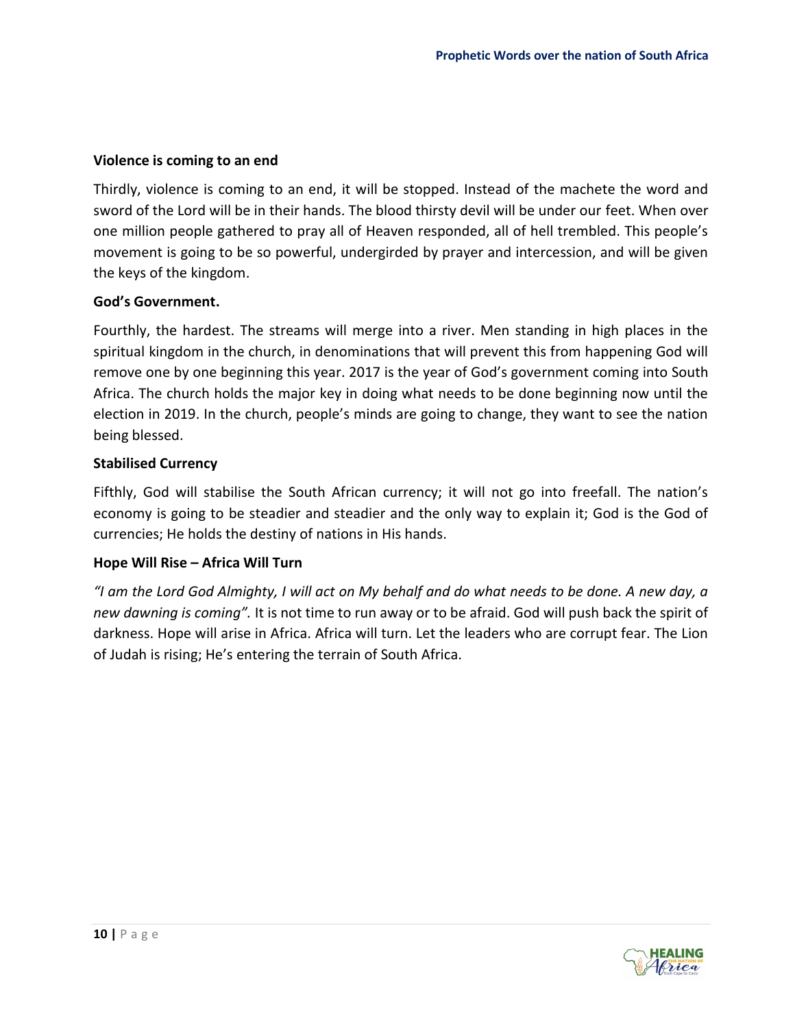### Violence is coming to an end

Thirdly, violence is coming to an end, it will be stopped. Instead of the machete the word and sword of the Lord will be in their hands. The blood thirsty devil will be under our feet. When over one million people gathered to pray all of Heaven responded, all of hell trembled. This people's movement is going to be so powerful, undergirded by prayer and intercession, and will be given the keys of the kingdom.

### God's Government.

Fourthly, the hardest. The streams will merge into a river. Men standing in high places in the spiritual kingdom in the church, in denominations that will prevent this from happening God will remove one by one beginning this year. 2017 is the year of God's government coming into South Africa. The church holds the major key in doing what needs to be done beginning now until the election in 2019. In the church, people's minds are going to change, they want to see the nation being blessed.

### Stabilised Currency

Fifthly, God will stabilise the South African currency; it will not go into freefall. The nation's economy is going to be steadier and steadier and the only way to explain it; God is the God of currencies; He holds the destiny of nations in His hands.

### Hope Will Rise – Africa Will Turn

*"I am the Lord God Almighty, I will act on My behalf and do what needs to be done. A new day, a new dawning is coming".* It is not time to run away or to be afraid. God will push back the spirit of darkness. Hope will arise in Africa. Africa will turn. Let the leaders who are corrupt fear. The Lion of Judah is rising; He's entering the terrain of South Africa.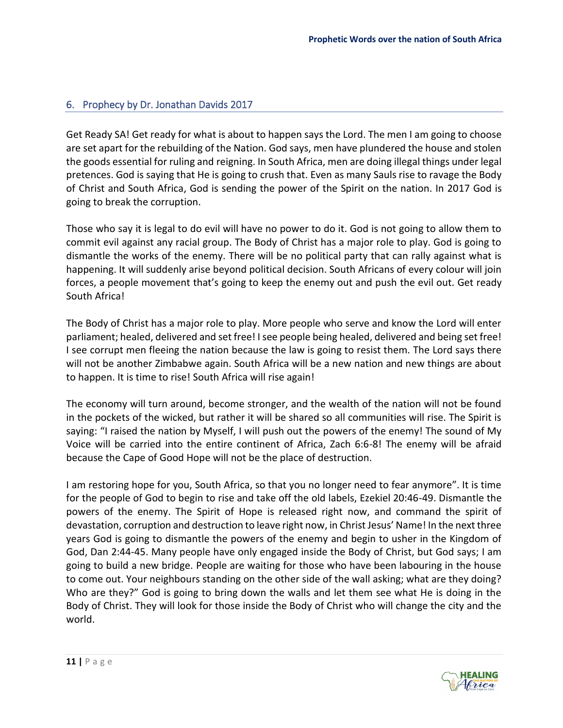## 6. Prophecy by Dr. Jonathan Davids 2017

Get Ready SA! Get ready for what is about to happen says the Lord. The men I am going to choose are set apart for the rebuilding of the Nation. God says, men have plundered the house and stolen the goods essential for ruling and reigning. In South Africa, men are doing illegal things under legal pretences. God is saying that He is going to crush that. Even as many Sauls rise to ravage the Body of Christ and South Africa, God is sending the power of the Spirit on the nation. In 2017 God is going to break the corruption.

Those who say it is legal to do evil will have no power to do it. God is not going to allow them to commit evil against any racial group. The Body of Christ has a major role to play. God is going to dismantle the works of the enemy. There will be no political party that can rally against what is happening. It will suddenly arise beyond political decision. South Africans of every colour will join forces, a people movement that's going to keep the enemy out and push the evil out. Get ready South Africa!

The Body of Christ has a major role to play. More people who serve and know the Lord will enter parliament; healed, delivered and set free! I see people being healed, delivered and being set free! I see corrupt men fleeing the nation because the law is going to resist them. The Lord says there will not be another Zimbabwe again. South Africa will be a new nation and new things are about to happen. It is time to rise! South Africa will rise again!

The economy will turn around, become stronger, and the wealth of the nation will not be found in the pockets of the wicked, but rather it will be shared so all communities will rise. The Spirit is saying: "I raised the nation by Myself, I will push out the powers of the enemy! The sound of My Voice will be carried into the entire continent of Africa, Zach 6:6-8! The enemy will be afraid because the Cape of Good Hope will not be the place of destruction.

I am restoring hope for you, South Africa, so that you no longer need to fear anymore". It is time for the people of God to begin to rise and take off the old labels, Ezekiel 20:46-49. Dismantle the powers of the enemy. The Spirit of Hope is released right now, and command the spirit of devastation, corruption and destruction to leave right now, in Christ Jesus' Name! In the next three years God is going to dismantle the powers of the enemy and begin to usher in the Kingdom of God, Dan 2:44-45. Many people have only engaged inside the Body of Christ, but God says; I am going to build a new bridge. People are waiting for those who have been labouring in the house to come out. Your neighbours standing on the other side of the wall asking; what are they doing? Who are they?" God is going to bring down the walls and let them see what He is doing in the Body of Christ. They will look for those inside the Body of Christ who will change the city and the world.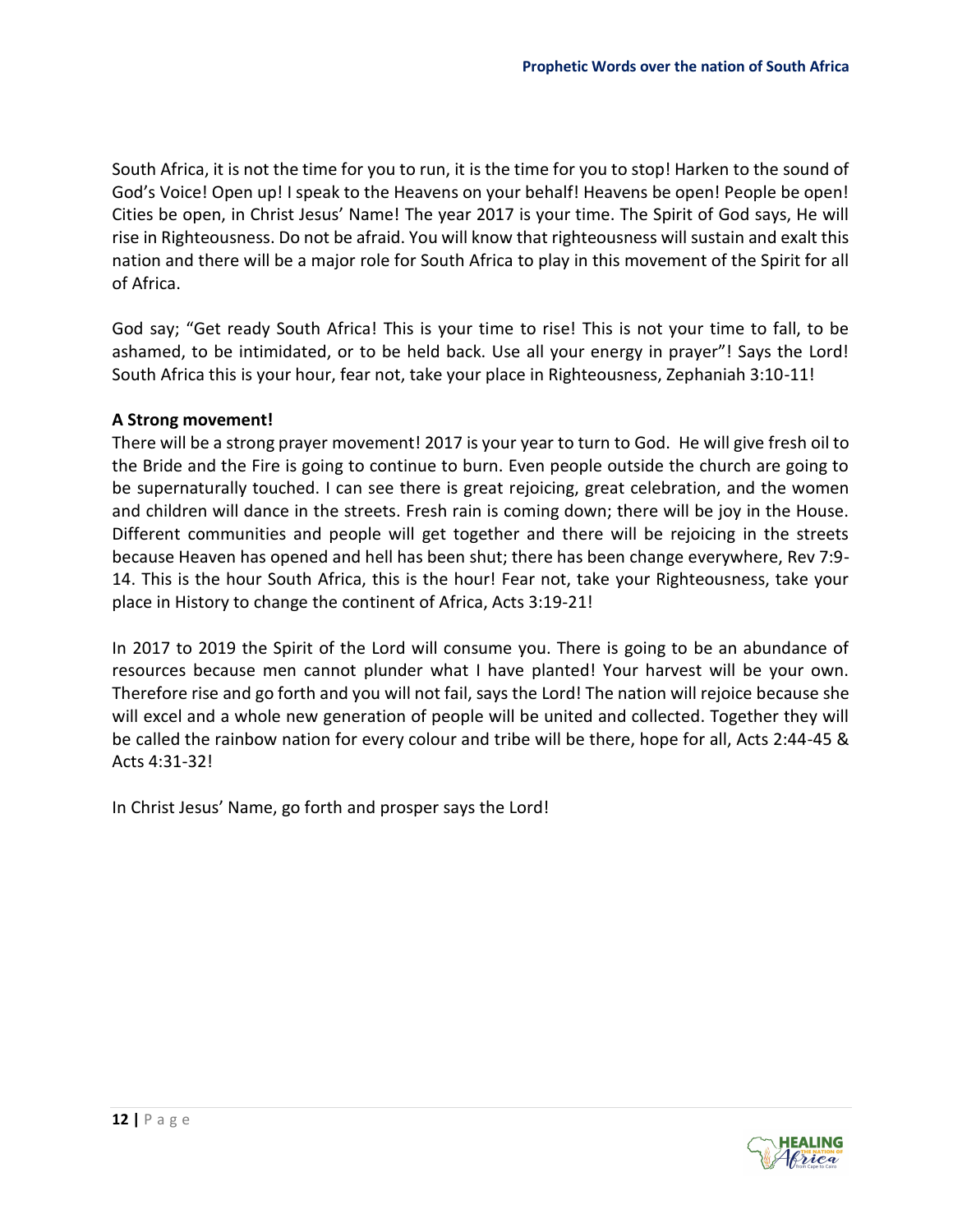South Africa, it is not the time for you to run, it is the time for you to stop! Harken to the sound of God's Voice! Open up! I speak to the Heavens on your behalf! Heavens be open! People be open! Cities be open, in Christ Jesus' Name! The year 2017 is your time. The Spirit of God says, He will rise in Righteousness. Do not be afraid. You will know that righteousness will sustain and exalt this nation and there will be a major role for South Africa to play in this movement of the Spirit for all of Africa.

God say; "Get ready South Africa! This is your time to rise! This is not your time to fall, to be ashamed, to be intimidated, or to be held back. Use all your energy in prayer"! Says the Lord! South Africa this is your hour, fear not, take your place in Righteousness, Zephaniah 3:10-11!

**A Strong movement!**

There will be a strong prayer movement! 2017 is your year to turn to God. He will give fresh oil to the Bride and the Fire is going to continue to burn. Even people outside the church are going to be supernaturally touched. I can see there is great rejoicing, great celebration, and the women and children will dance in the streets. Fresh rain is coming down; there will be joy in the House. Different communities and people will get together and there will be rejoicing in the streets because Heaven has opened and hell has been shut; there has been change everywhere, Rev 7:9-14. This is the hour South Africa, this is the hour! Fear not, take your Righteousness, take your place in History to change the continent of Africa, Acts 3:19-21!

In 2017 to 2019 the Spirit of the Lord will consume you. There is going to be an abundance of resources because men cannot plunder what I have planted! Your harvest will be your own. Therefore rise and go forth and you will not fail, says the Lord! The nation will rejoice because she will excel and a whole new generation of people will be united and collected. Together they will be called the rainbow nation for every colour and tribe will be there, hope for all, Acts 2:44-45 & Acts 4:31-32!

In Christ Jesus' Name, go forth and prosper says the Lord!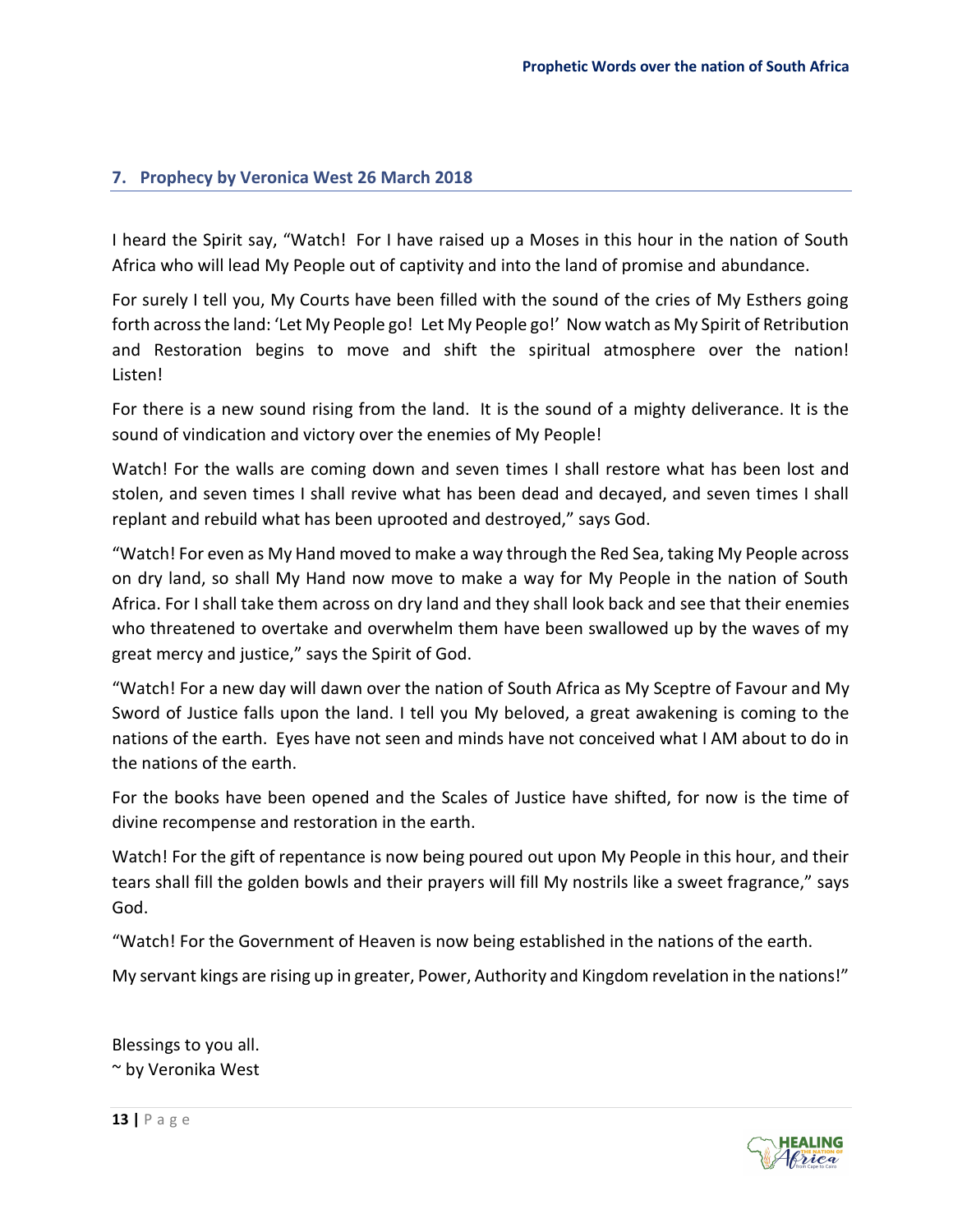## 7. Prophecy by Veronica West 26 March 2018

I heard the Spirit say, "Watch! For I have raised up a Moses in this hour in the nation of South Africa who will lead My People out of captivity and into the land of promise and abundance.

For surely I tell you, My Courts have been filled with the sound of the cries of My Esthers going forth across the land: 'Let My People go! Let My People go!' Now watch as My Spirit of Retribution and Restoration begins to move and shift the spiritual atmosphere over the nation! Listen!

For there is a new sound rising from the land. It is the sound of a mighty deliverance. It is the sound of vindication and victory over the enemies of My People!

Watch! For the walls are coming down and seven times I shall restore what has been lost and stolen, and seven times I shall revive what has been dead and decayed, and seven times I shall replant and rebuild what has been uprooted and destroyed," says God.

"Watch! For even as My Hand moved to make a way through the Red Sea, taking My People across on dry land, so shall My Hand now move to make a way for My People in the nation of South Africa. For I shall take them across on dry land and they shall look back and see that their enemies who threatened to overtake and overwhelm them have been swallowed up by the waves of my great mercy and justice," says the Spirit of God.

"Watch! For a new day will dawn over the nation of South Africa as My Sceptre of Favour and My Sword of Justice falls upon the land. I tell you My beloved, a great awakening is coming to the nations of the earth. Eyes have not seen and minds have not conceived what I AM about to do in the nations of the earth.

For the books have been opened and the Scales of Justice have shifted, for now is the time of divine recompense and restoration in the earth.

Watch! For the gift of repentance is now being poured out upon My People in this hour, and their tears shall fill the golden bowls and their prayers will fill My nostrils like a sweet fragrance," says God.

"Watch! For the Government of Heaven is now being established in the nations of the earth.

My servant kings are rising up in greater, Power, Authority and Kingdom revelation in the nations!"

Blessings to you all.
~ by Veronika West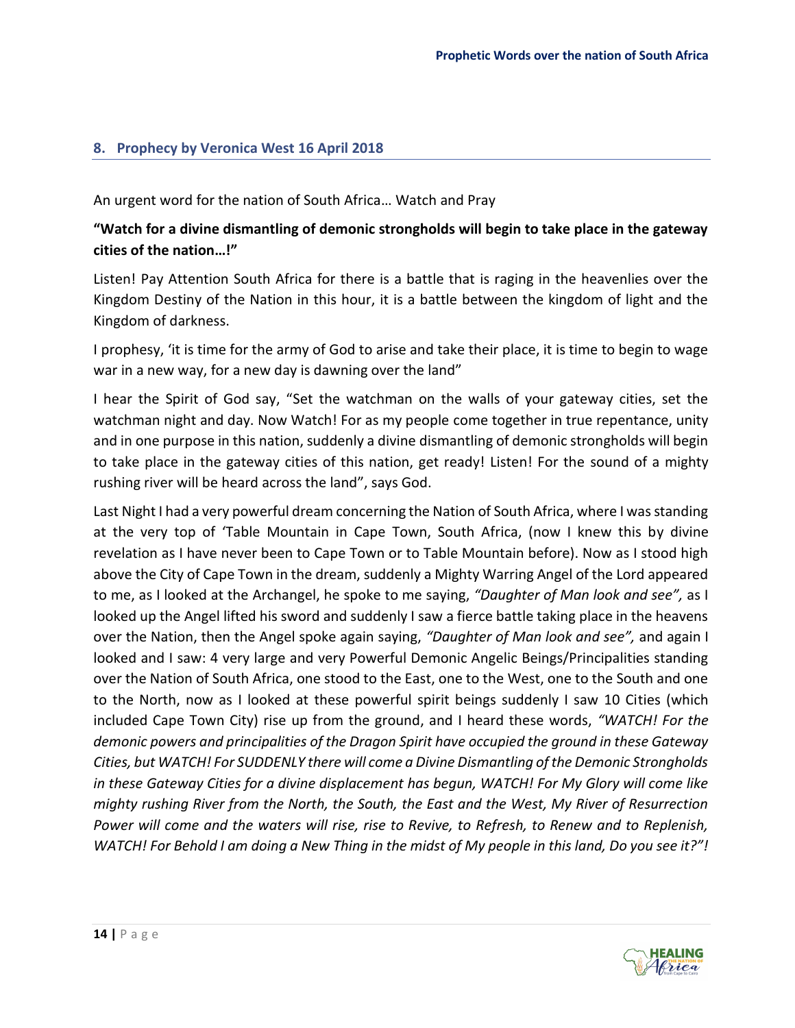## 8. Prophecy by Veronica West 16 April 2018

An urgent word for the nation of South Africa… Watch and Pray

**"Watch for a divine dismantling of demonic strongholds will begin to take place in the gateway cities of the nation…!"**

Listen! Pay Attention South Africa for there is a battle that is raging in the heavenlies over the Kingdom Destiny of the Nation in this hour, it is a battle between the kingdom of light and the Kingdom of darkness.

I prophesy, 'it is time for the army of God to arise and take their place, it is time to begin to wage war in a new way, for a new day is dawning over the land"

I hear the Spirit of God say, "Set the watchman on the walls of your gateway cities, set the watchman night and day. Now Watch! For as my people come together in true repentance, unity and in one purpose in this nation, suddenly a divine dismantling of demonic strongholds will begin to take place in the gateway cities of this nation, get ready! Listen! For the sound of a mighty rushing river will be heard across the land", says God.

Last Night I had a very powerful dream concerning the Nation of South Africa, where I was standing at the very top of 'Table Mountain in Cape Town, South Africa, (now I knew this by divine revelation as I have never been to Cape Town or to Table Mountain before). Now as I stood high above the City of Cape Town in the dream, suddenly a Mighty Warring Angel of the Lord appeared to me, as I looked at the Archangel, he spoke to me saying, *"Daughter of Man look and see",* as I looked up the Angel lifted his sword and suddenly I saw a fierce battle taking place in the heavens over the Nation, then the Angel spoke again saying, *"Daughter of Man look and see",* and again I looked and I saw: 4 very large and very Powerful Demonic Angelic Beings/Principalities standing over the Nation of South Africa, one stood to the East, one to the West, one to the South and one to the North, now as I looked at these powerful spirit beings suddenly I saw 10 Cities (which included Cape Town City) rise up from the ground, and I heard these words, *"WATCH! For the demonic powers and principalities of the Dragon Spirit have occupied the ground in these Gateway Cities, but WATCH! For SUDDENLY there will come a Divine Dismantling of the Demonic Strongholds in these Gateway Cities for a divine displacement has begun, WATCH! For My Glory will come like mighty rushing River from the North, the South, the East and the West, My River of Resurrection Power will come and the waters will rise, rise to Revive, to Refresh, to Renew and to Replenish, WATCH! For Behold I am doing a New Thing in the midst of My people in this land, Do you see it?"!*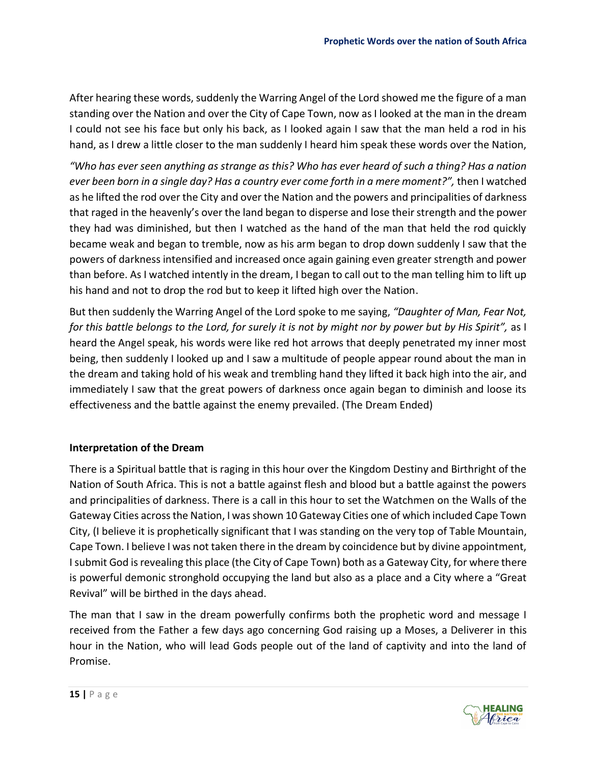After hearing these words, suddenly the Warring Angel of the Lord showed me the figure of a man standing over the Nation and over the City of Cape Town, now as I looked at the man in the dream I could not see his face but only his back, as I looked again I saw that the man held a rod in his hand, as I drew a little closer to the man suddenly I heard him speak these words over the Nation,

*"Who has ever seen anything as strange as this? Who has ever heard of such a thing? Has a nation ever been born in a single day? Has a country ever come forth in a mere moment?",* then I watched as he lifted the rod over the City and over the Nation and the powers and principalities of darkness that raged in the heavenly's over the land began to disperse and lose their strength and the power they had was diminished, but then I watched as the hand of the man that held the rod quickly became weak and began to tremble, now as his arm began to drop down suddenly I saw that the powers of darkness intensified and increased once again gaining even greater strength and power than before. As I watched intently in the dream, I began to call out to the man telling him to lift up his hand and not to drop the rod but to keep it lifted high over the Nation.

But then suddenly the Warring Angel of the Lord spoke to me saying, *"Daughter of Man, Fear Not, for this battle belongs to the Lord, for surely it is not by might nor by power but by His Spirit",* as I heard the Angel speak, his words were like red hot arrows that deeply penetrated my inner most being, then suddenly I looked up and I saw a multitude of people appear round about the man in the dream and taking hold of his weak and trembling hand they lifted it back high into the air, and immediately I saw that the great powers of darkness once again began to diminish and loose its effectiveness and the battle against the enemy prevailed. (The Dream Ended)

**Interpretation of the Dream**

There is a Spiritual battle that is raging in this hour over the Kingdom Destiny and Birthright of the Nation of South Africa. This is not a battle against flesh and blood but a battle against the powers and principalities of darkness. There is a call in this hour to set the Watchmen on the Walls of the Gateway Cities across the Nation, I was shown 10 Gateway Cities one of which included Cape Town City, (I believe it is prophetically significant that I was standing on the very top of Table Mountain, Cape Town. I believe I was not taken there in the dream by coincidence but by divine appointment, I submit God is revealing this place (the City of Cape Town) both as a Gateway City, for where there is powerful demonic stronghold occupying the land but also as a place and a City where a "Great Revival" will be birthed in the days ahead.

The man that I saw in the dream powerfully confirms both the prophetic word and message I received from the Father a few days ago concerning God raising up a Moses, a Deliverer in this hour in the Nation, who will lead Gods people out of the land of captivity and into the land of Promise.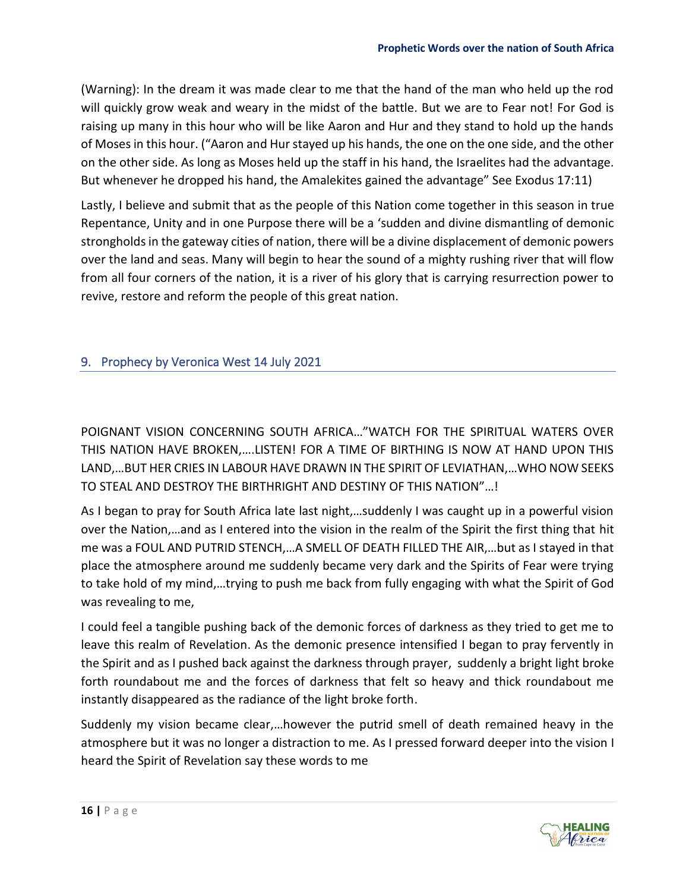(Warning): In the dream it was made clear to me that the hand of the man who held up the rod will quickly grow weak and weary in the midst of the battle. But we are to Fear not! For God is raising up many in this hour who will be like Aaron and Hur and they stand to hold up the hands of Moses in this hour. ("Aaron and Hur stayed up his hands, the one on the one side, and the other on the other side. As long as Moses held up the staff in his hand, the Israelites had the advantage. But whenever he dropped his hand, the Amalekites gained the advantage" See Exodus 17:11)

Lastly, I believe and submit that as the people of this Nation come together in this season in true Repentance, Unity and in one Purpose there will be a 'sudden and divine dismantling of demonic strongholds in the gateway cities of nation, there will be a divine displacement of demonic powers over the land and seas. Many will begin to hear the sound of a mighty rushing river that will flow from all four corners of the nation, it is a river of his glory that is carrying resurrection power to revive, restore and reform the people of this great nation.

## 9. Prophecy by Veronica West 14 July 2021

POIGNANT VISION CONCERNING SOUTH AFRICA…"WATCH FOR THE SPIRITUAL WATERS OVER THIS NATION HAVE BROKEN,….LISTEN! FOR A TIME OF BIRTHING IS NOW AT HAND UPON THIS LAND,…BUT HER CRIES IN LABOUR HAVE DRAWN IN THE SPIRIT OF LEVIATHAN,…WHO NOW SEEKS TO STEAL AND DESTROY THE BIRTHRIGHT AND DESTINY OF THIS NATION"…!

As I began to pray for South Africa late last night,…suddenly I was caught up in a powerful vision over the Nation,…and as I entered into the vision in the realm of the Spirit the first thing that hit me was a FOUL AND PUTRID STENCH,…A SMELL OF DEATH FILLED THE AIR,…but as I stayed in that place the atmosphere around me suddenly became very dark and the Spirits of Fear were trying to take hold of my mind,…trying to push me back from fully engaging with what the Spirit of God was revealing to me,

I could feel a tangible pushing back of the demonic forces of darkness as they tried to get me to leave this realm of Revelation. As the demonic presence intensified I began to pray fervently in the Spirit and as I pushed back against the darkness through prayer, suddenly a bright light broke forth roundabout me and the forces of darkness that felt so heavy and thick roundabout me instantly disappeared as the radiance of the light broke forth.

Suddenly my vision became clear,…however the putrid smell of death remained heavy in the atmosphere but it was no longer a distraction to me. As I pressed forward deeper into the vision I heard the Spirit of Revelation say these words to me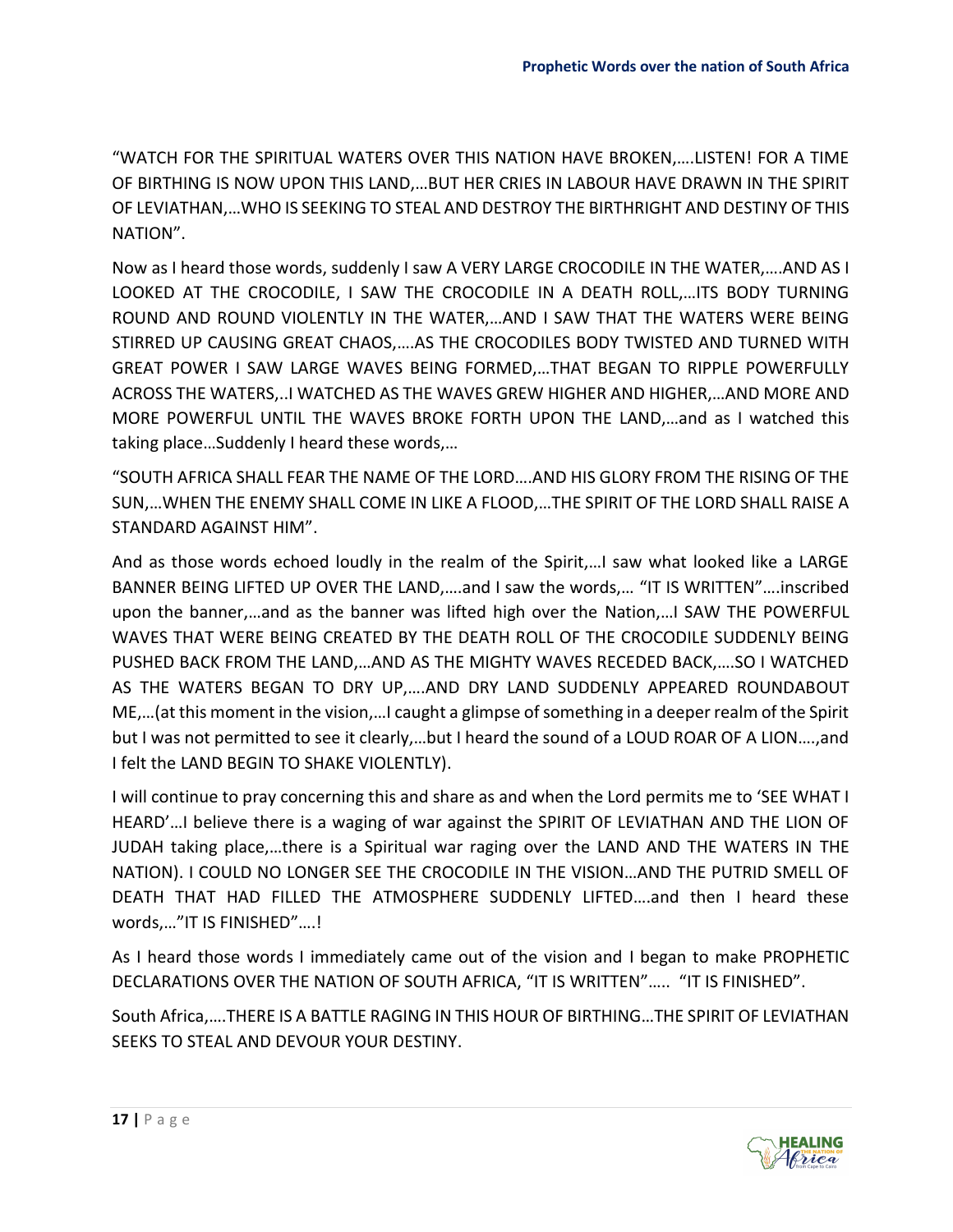"WATCH FOR THE SPIRITUAL WATERS OVER THIS NATION HAVE BROKEN,….LISTEN! FOR A TIME OF BIRTHING IS NOW UPON THIS LAND,…BUT HER CRIES IN LABOUR HAVE DRAWN IN THE SPIRIT OF LEVIATHAN,…WHO IS SEEKING TO STEAL AND DESTROY THE BIRTHRIGHT AND DESTINY OF THIS NATION".

Now as I heard those words, suddenly I saw A VERY LARGE CROCODILE IN THE WATER,….AND AS I LOOKED AT THE CROCODILE, I SAW THE CROCODILE IN A DEATH ROLL,…ITS BODY TURNING ROUND AND ROUND VIOLENTLY IN THE WATER,…AND I SAW THAT THE WATERS WERE BEING STIRRED UP CAUSING GREAT CHAOS,….AS THE CROCODILES BODY TWISTED AND TURNED WITH GREAT POWER I SAW LARGE WAVES BEING FORMED,…THAT BEGAN TO RIPPLE POWERFULLY ACROSS THE WATERS,..I WATCHED AS THE WAVES GREW HIGHER AND HIGHER,…AND MORE AND MORE POWERFUL UNTIL THE WAVES BROKE FORTH UPON THE LAND,…and as I watched this taking place…Suddenly I heard these words,…

"SOUTH AFRICA SHALL FEAR THE NAME OF THE LORD….AND HIS GLORY FROM THE RISING OF THE SUN,…WHEN THE ENEMY SHALL COME IN LIKE A FLOOD,…THE SPIRIT OF THE LORD SHALL RAISE A STANDARD AGAINST HIM".

And as those words echoed loudly in the realm of the Spirit,…I saw what looked like a LARGE BANNER BEING LIFTED UP OVER THE LAND,….and I saw the words,… "IT IS WRITTEN"….inscribed upon the banner,…and as the banner was lifted high over the Nation,…I SAW THE POWERFUL WAVES THAT WERE BEING CREATED BY THE DEATH ROLL OF THE CROCODILE SUDDENLY BEING PUSHED BACK FROM THE LAND,…AND AS THE MIGHTY WAVES RECEDED BACK,….SO I WATCHED AS THE WATERS BEGAN TO DRY UP,….AND DRY LAND SUDDENLY APPEARED ROUNDABOUT ME,…(at this moment in the vision,…I caught a glimpse of something in a deeper realm of the Spirit but I was not permitted to see it clearly,…but I heard the sound of a LOUD ROAR OF A LION….,and I felt the LAND BEGIN TO SHAKE VIOLENTLY).

I will continue to pray concerning this and share as and when the Lord permits me to 'SEE WHAT I HEARD'…I believe there is a waging of war against the SPIRIT OF LEVIATHAN AND THE LION OF JUDAH taking place,…there is a Spiritual war raging over the LAND AND THE WATERS IN THE NATION). I COULD NO LONGER SEE THE CROCODILE IN THE VISION…AND THE PUTRID SMELL OF DEATH THAT HAD FILLED THE ATMOSPHERE SUDDENLY LIFTED….and then I heard these words,…"IT IS FINISHED"….!

As I heard those words I immediately came out of the vision and I began to make PROPHETIC DECLARATIONS OVER THE NATION OF SOUTH AFRICA, "IT IS WRITTEN"….. "IT IS FINISHED".

South Africa,….THERE IS A BATTLE RAGING IN THIS HOUR OF BIRTHING…THE SPIRIT OF LEVIATHAN SEEKS TO STEAL AND DEVOUR YOUR DESTINY.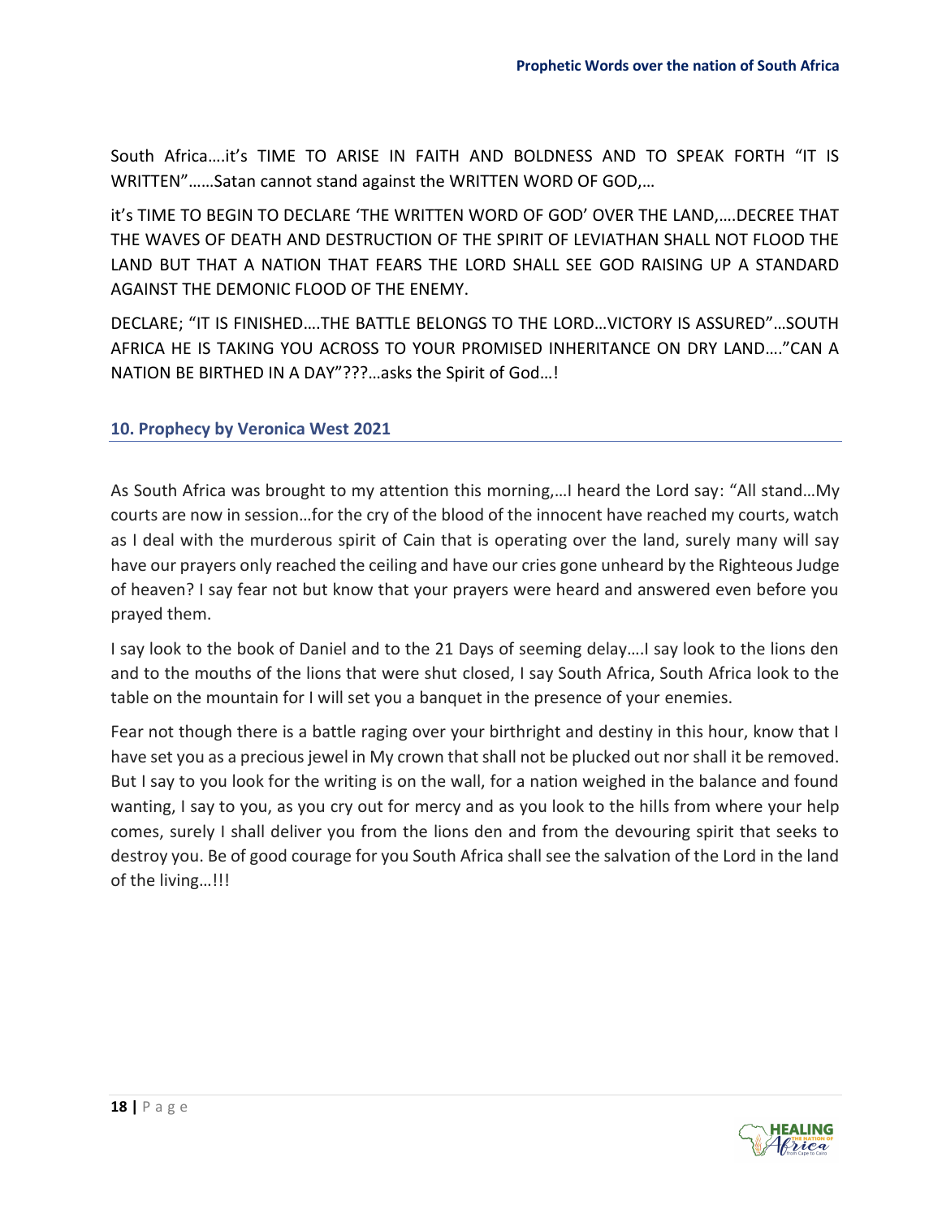South Africa….it's TIME TO ARISE IN FAITH AND BOLDNESS AND TO SPEAK FORTH "IT IS WRITTEN"……Satan cannot stand against the WRITTEN WORD OF GOD,…

it's TIME TO BEGIN TO DECLARE 'THE WRITTEN WORD OF GOD' OVER THE LAND,….DECREE THAT THE WAVES OF DEATH AND DESTRUCTION OF THE SPIRIT OF LEVIATHAN SHALL NOT FLOOD THE LAND BUT THAT A NATION THAT FEARS THE LORD SHALL SEE GOD RAISING UP A STANDARD AGAINST THE DEMONIC FLOOD OF THE ENEMY.

DECLARE; "IT IS FINISHED….THE BATTLE BELONGS TO THE LORD…VICTORY IS ASSURED"…SOUTH AFRICA HE IS TAKING YOU ACROSS TO YOUR PROMISED INHERITANCE ON DRY LAND…."CAN A NATION BE BIRTHED IN A DAY"???…asks the Spirit of God…!

## 10. Prophecy by Veronica West 2021

As South Africa was brought to my attention this morning,…I heard the Lord say: "All stand…My courts are now in session…for the cry of the blood of the innocent have reached my courts, watch as I deal with the murderous spirit of Cain that is operating over the land, surely many will say have our prayers only reached the ceiling and have our cries gone unheard by the Righteous Judge of heaven? I say fear not but know that your prayers were heard and answered even before you prayed them.

I say look to the book of Daniel and to the 21 Days of seeming delay….I say look to the lions den and to the mouths of the lions that were shut closed, I say South Africa, South Africa look to the table on the mountain for I will set you a banquet in the presence of your enemies.

Fear not though there is a battle raging over your birthright and destiny in this hour, know that I have set you as a precious jewel in My crown that shall not be plucked out nor shall it be removed. But I say to you look for the writing is on the wall, for a nation weighed in the balance and found wanting, I say to you, as you cry out for mercy and as you look to the hills from where your help comes, surely I shall deliver you from the lions den and from the devouring spirit that seeks to destroy you. Be of good courage for you South Africa shall see the salvation of the Lord in the land of the living…!!!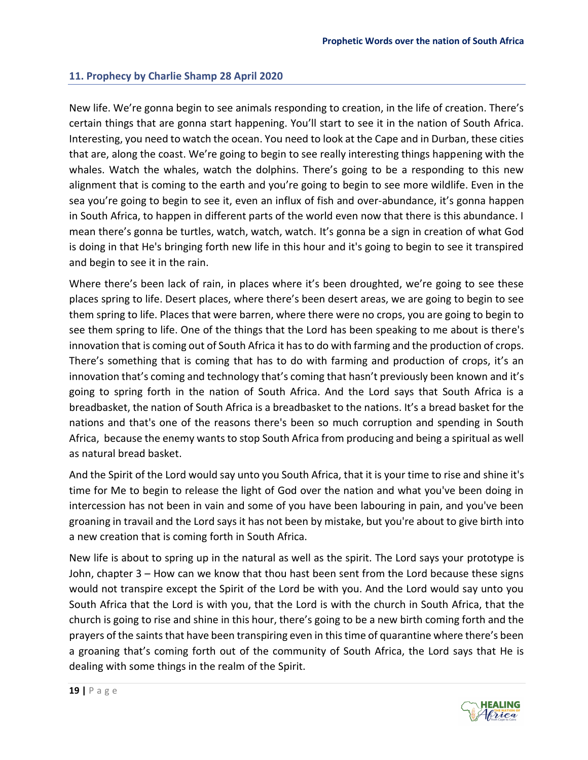## 11. Prophecy by Charlie Shamp 28 April 2020

New life. We're gonna begin to see animals responding to creation, in the life of creation. There's certain things that are gonna start happening. You'll start to see it in the nation of South Africa. Interesting, you need to watch the ocean. You need to look at the Cape and in Durban, these cities that are, along the coast. We're going to begin to see really interesting things happening with the whales. Watch the whales, watch the dolphins. There's going to be a responding to this new alignment that is coming to the earth and you're going to begin to see more wildlife. Even in the sea you're going to begin to see it, even an influx of fish and over-abundance, it's gonna happen in South Africa, to happen in different parts of the world even now that there is this abundance. I mean there's gonna be turtles, watch, watch, watch. It's gonna be a sign in creation of what God is doing in that He's bringing forth new life in this hour and it's going to begin to see it transpired and begin to see it in the rain.

Where there's been lack of rain, in places where it's been droughted, we're going to see these places spring to life. Desert places, where there's been desert areas, we are going to begin to see them spring to life. Places that were barren, where there were no crops, you are going to begin to see them spring to life. One of the things that the Lord has been speaking to me about is there's innovation that is coming out of South Africa it has to do with farming and the production of crops. There's something that is coming that has to do with farming and production of crops, it's an innovation that's coming and technology that's coming that hasn't previously been known and it's going to spring forth in the nation of South Africa. And the Lord says that South Africa is a breadbasket, the nation of South Africa is a breadbasket to the nations. It's a bread basket for the nations and that's one of the reasons there's been so much corruption and spending in South Africa, because the enemy wants to stop South Africa from producing and being a spiritual as well as natural bread basket.

And the Spirit of the Lord would say unto you South Africa, that it is your time to rise and shine it's time for Me to begin to release the light of God over the nation and what you've been doing in intercession has not been in vain and some of you have been labouring in pain, and you've been groaning in travail and the Lord says it has not been by mistake, but you're about to give birth into a new creation that is coming forth in South Africa.

New life is about to spring up in the natural as well as the spirit. The Lord says your prototype is John, chapter 3 – How can we know that thou hast been sent from the Lord because these signs would not transpire except the Spirit of the Lord be with you. And the Lord would say unto you South Africa that the Lord is with you, that the Lord is with the church in South Africa, that the church is going to rise and shine in this hour, there's going to be a new birth coming forth and the prayers of the saints that have been transpiring even in this time of quarantine where there's been a groaning that's coming forth out of the community of South Africa, the Lord says that He is dealing with some things in the realm of the Spirit.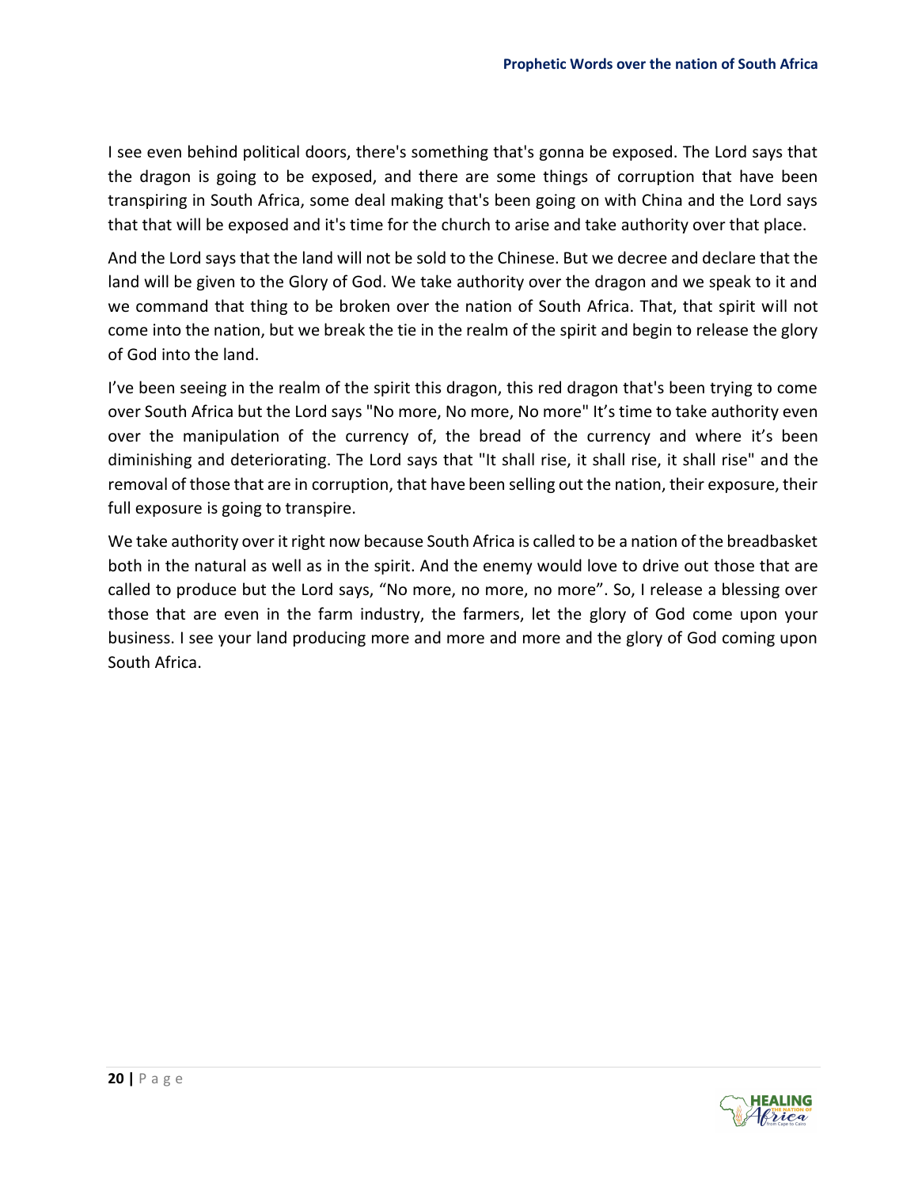I see even behind political doors, there's something that's gonna be exposed. The Lord says that the dragon is going to be exposed, and there are some things of corruption that have been transpiring in South Africa, some deal making that's been going on with China and the Lord says that that will be exposed and it's time for the church to arise and take authority over that place.

And the Lord says that the land will not be sold to the Chinese. But we decree and declare that the land will be given to the Glory of God. We take authority over the dragon and we speak to it and we command that thing to be broken over the nation of South Africa. That, that spirit will not come into the nation, but we break the tie in the realm of the spirit and begin to release the glory of God into the land.

I've been seeing in the realm of the spirit this dragon, this red dragon that's been trying to come over South Africa but the Lord says "No more, No more, No more" It's time to take authority even over the manipulation of the currency of, the bread of the currency and where it's been diminishing and deteriorating. The Lord says that "It shall rise, it shall rise, it shall rise" and the removal of those that are in corruption, that have been selling out the nation, their exposure, their full exposure is going to transpire.

We take authority over it right now because South Africa is called to be a nation of the breadbasket both in the natural as well as in the spirit. And the enemy would love to drive out those that are called to produce but the Lord says, "No more, no more, no more". So, I release a blessing over those that are even in the farm industry, the farmers, let the glory of God come upon your business. I see your land producing more and more and more and the glory of God coming upon South Africa.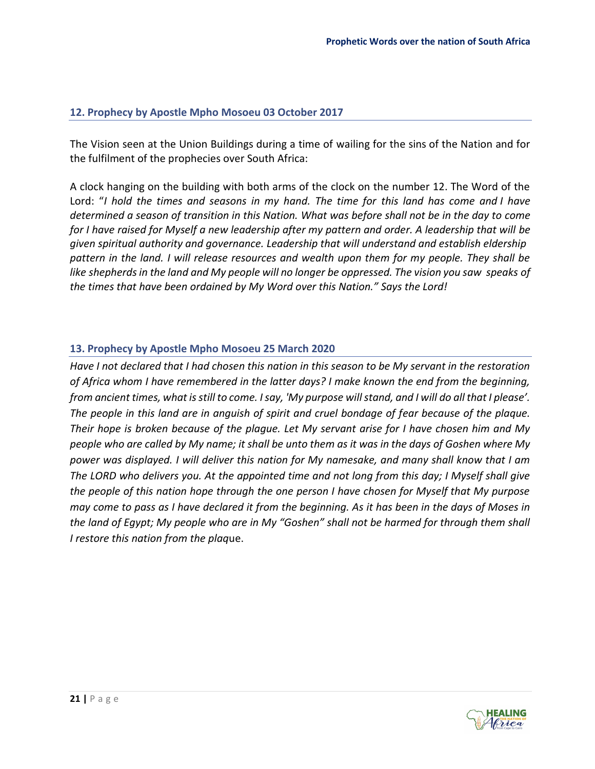### 12. Prophecy by Apostle Mpho Mosoeu 03 October 2017

The Vision seen at the Union Buildings during a time of wailing for the sins of the Nation and for the fulfilment of the prophecies over South Africa:

A clock hanging on the building with both arms of the clock on the number 12. The Word of the Lord: "*I hold the times and seasons in my hand. The time for this land has come and I have determined a season of transition in this Nation. What was before shall not be in the day to come for I have raised for Myself a new leadership after my pattern and order. A leadership that will be given spiritual authority and governance. Leadership that will understand and establish eldership pattern in the land. I will release resources and wealth upon them for my people. They shall be like shepherds in the land and My people will no longer be oppressed. The vision you saw speaks of the times that have been ordained by My Word over this Nation." Says the Lord!*

### 13. Prophecy by Apostle Mpho Mosoeu 25 March 2020

*Have I not declared that I had chosen this nation in this season to be My servant in the restoration of Africa whom I have remembered in the latter days? I make known the end from the beginning, from ancient times, what is still to come. I say, 'My purpose will stand, and I will do all that I please'. The people in this land are in anguish of spirit and cruel bondage of fear because of the plaque. Their hope is broken because of the plague. Let My servant arise for I have chosen him and My people who are called by My name; it shall be unto them as it was in the days of Goshen where My power was displayed. I will deliver this nation for My namesake, and many shall know that I am The LORD who delivers you. At the appointed time and not long from this day; I Myself shall give the people of this nation hope through the one person I have chosen for Myself that My purpose may come to pass as I have declared it from the beginning. As it has been in the days of Moses in the land of Egypt; My people who are in My "Goshen" shall not be harmed for through them shall I restore this nation from the plaq*ue.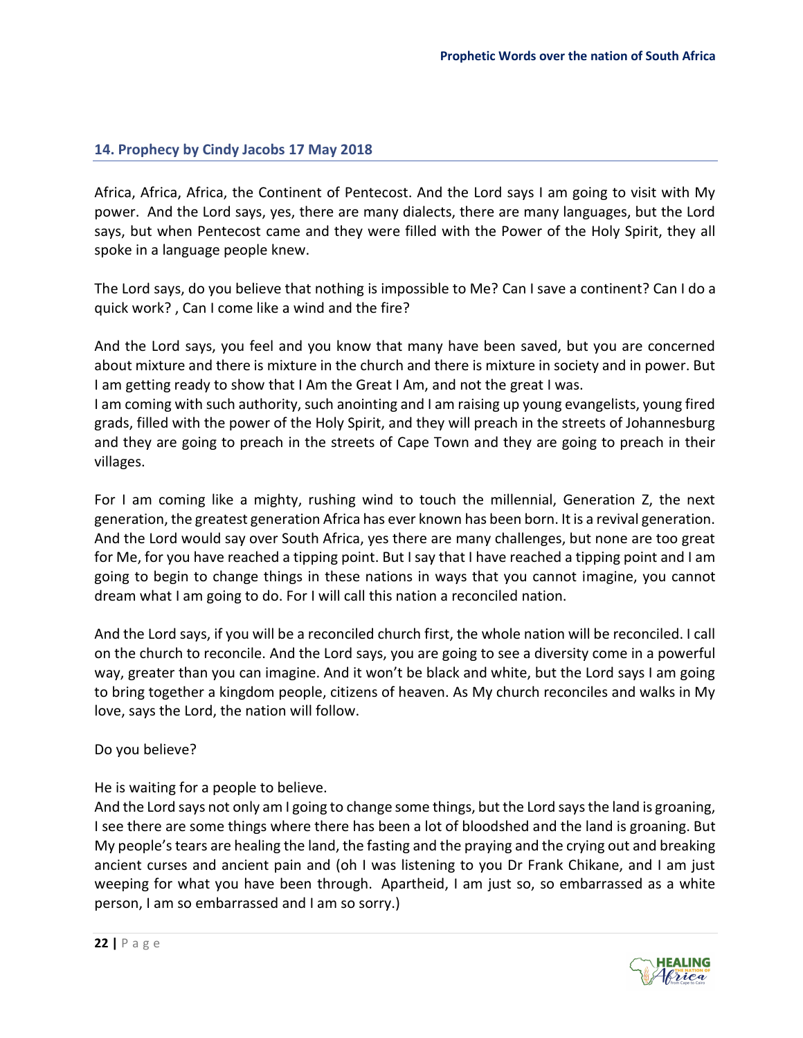## 14. Prophecy by Cindy Jacobs 17 May 2018

Africa, Africa, Africa, the Continent of Pentecost. And the Lord says I am going to visit with My power. And the Lord says, yes, there are many dialects, there are many languages, but the Lord says, but when Pentecost came and they were filled with the Power of the Holy Spirit, they all spoke in a language people knew.

The Lord says, do you believe that nothing is impossible to Me? Can I save a continent? Can I do a quick work? , Can I come like a wind and the fire?

And the Lord says, you feel and you know that many have been saved, but you are concerned about mixture and there is mixture in the church and there is mixture in society and in power. But I am getting ready to show that I Am the Great I Am, and not the great I was.

I am coming with such authority, such anointing and I am raising up young evangelists, young fired grads, filled with the power of the Holy Spirit, and they will preach in the streets of Johannesburg and they are going to preach in the streets of Cape Town and they are going to preach in their villages.

For I am coming like a mighty, rushing wind to touch the millennial, Generation Z, the next generation, the greatest generation Africa has ever known has been born. It is a revival generation. And the Lord would say over South Africa, yes there are many challenges, but none are too great for Me, for you have reached a tipping point. But I say that I have reached a tipping point and I am going to begin to change things in these nations in ways that you cannot imagine, you cannot dream what I am going to do. For I will call this nation a reconciled nation.

And the Lord says, if you will be a reconciled church first, the whole nation will be reconciled. I call on the church to reconcile. And the Lord says, you are going to see a diversity come in a powerful way, greater than you can imagine. And it won't be black and white, but the Lord says I am going to bring together a kingdom people, citizens of heaven. As My church reconciles and walks in My love, says the Lord, the nation will follow.

Do you believe?

He is waiting for a people to believe.

And the Lord says not only am I going to change some things, but the Lord says the land is groaning, I see there are some things where there has been a lot of bloodshed and the land is groaning. But My people's tears are healing the land, the fasting and the praying and the crying out and breaking ancient curses and ancient pain and (oh I was listening to you Dr Frank Chikane, and I am just weeping for what you have been through. Apartheid, I am just so, so embarrassed as a white person, I am so embarrassed and I am so sorry.)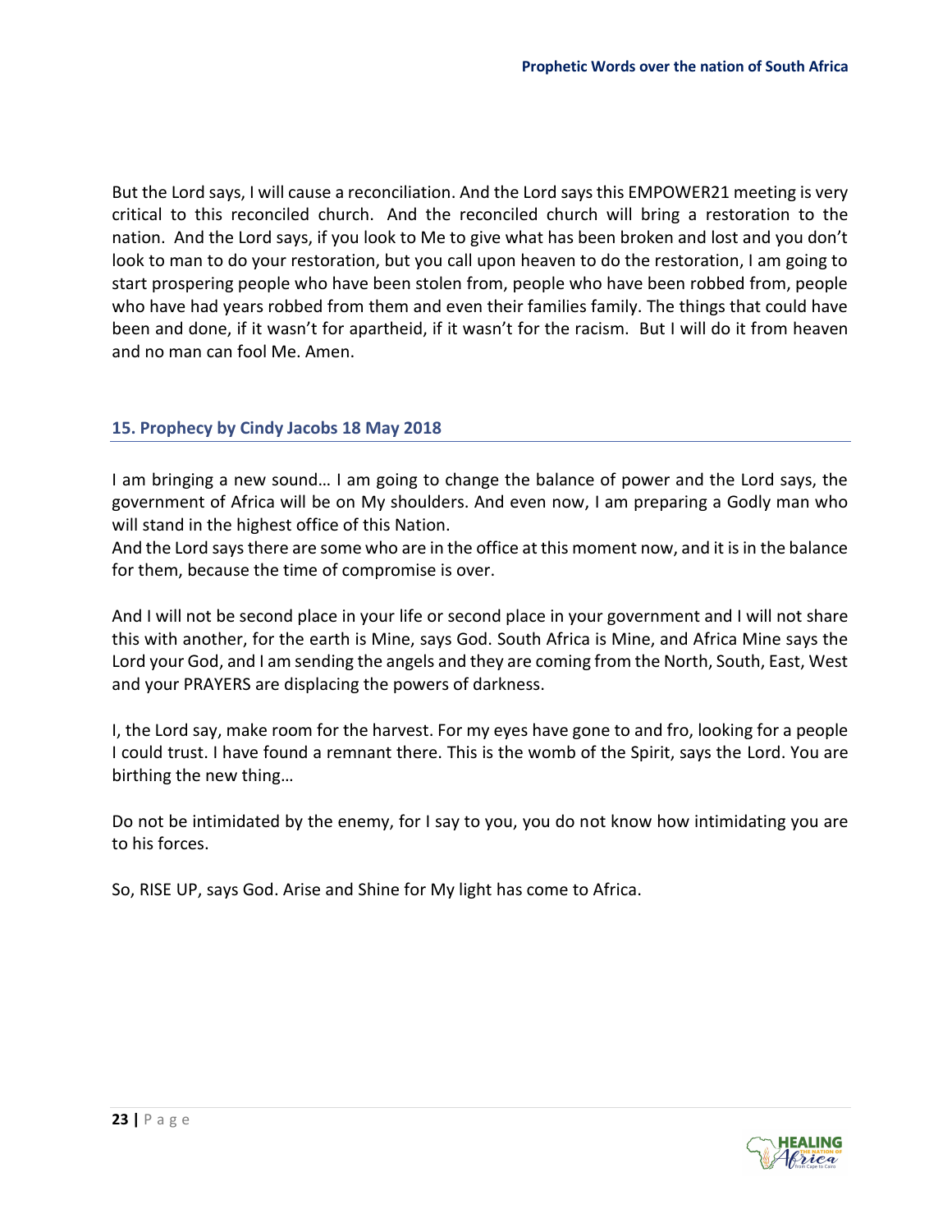But the Lord says, I will cause a reconciliation. And the Lord says this EMPOWER21 meeting is very critical to this reconciled church. And the reconciled church will bring a restoration to the nation. And the Lord says, if you look to Me to give what has been broken and lost and you don't look to man to do your restoration, but you call upon heaven to do the restoration, I am going to start prospering people who have been stolen from, people who have been robbed from, people who have had years robbed from them and even their families family. The things that could have been and done, if it wasn't for apartheid, if it wasn't for the racism. But I will do it from heaven and no man can fool Me. Amen.

## 15. Prophecy by Cindy Jacobs 18 May 2018

I am bringing a new sound… I am going to change the balance of power and the Lord says, the government of Africa will be on My shoulders. And even now, I am preparing a Godly man who will stand in the highest office of this Nation.
And the Lord says there are some who are in the office at this moment now, and it is in the balance for them, because the time of compromise is over.

And I will not be second place in your life or second place in your government and I will not share this with another, for the earth is Mine, says God. South Africa is Mine, and Africa Mine says the Lord your God, and I am sending the angels and they are coming from the North, South, East, West and your PRAYERS are displacing the powers of darkness.

I, the Lord say, make room for the harvest. For my eyes have gone to and fro, looking for a people I could trust. I have found a remnant there. This is the womb of the Spirit, says the Lord. You are birthing the new thing…

Do not be intimidated by the enemy, for I say to you, you do not know how intimidating you are to his forces.

So, RISE UP, says God. Arise and Shine for My light has come to Africa.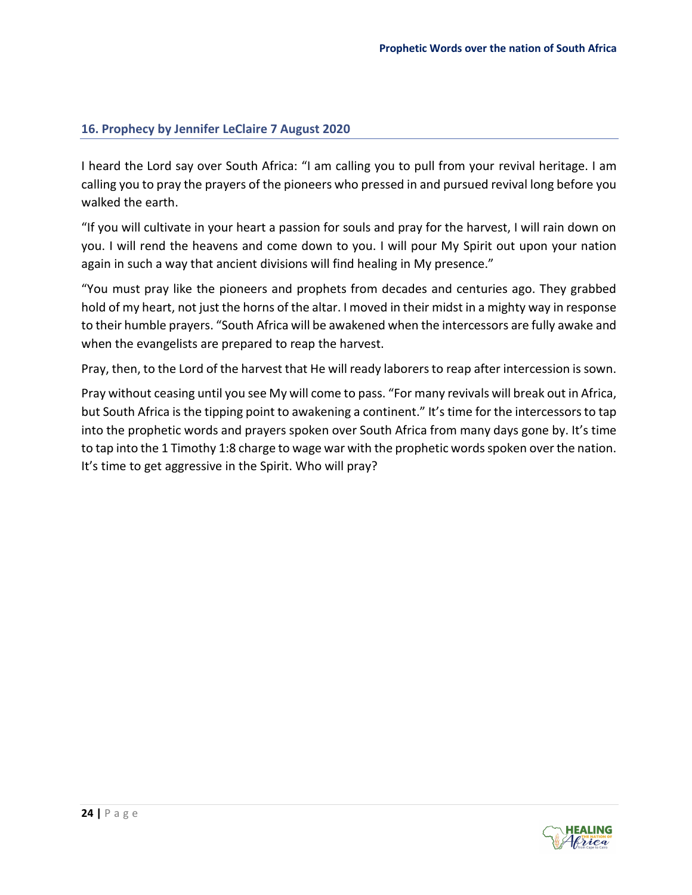## 16. Prophecy by Jennifer LeClaire 7 August 2020

I heard the Lord say over South Africa: "I am calling you to pull from your revival heritage. I am calling you to pray the prayers of the pioneers who pressed in and pursued revival long before you walked the earth.

"If you will cultivate in your heart a passion for souls and pray for the harvest, I will rain down on you. I will rend the heavens and come down to you. I will pour My Spirit out upon your nation again in such a way that ancient divisions will find healing in My presence."

"You must pray like the pioneers and prophets from decades and centuries ago. They grabbed hold of my heart, not just the horns of the altar. I moved in their midst in a mighty way in response to their humble prayers. "South Africa will be awakened when the intercessors are fully awake and when the evangelists are prepared to reap the harvest.

Pray, then, to the Lord of the harvest that He will ready laborers to reap after intercession is sown.

Pray without ceasing until you see My will come to pass. "For many revivals will break out in Africa, but South Africa is the tipping point to awakening a continent." It's time for the intercessors to tap into the prophetic words and prayers spoken over South Africa from many days gone by. It's time to tap into the 1 Timothy 1:8 charge to wage war with the prophetic words spoken over the nation. It's time to get aggressive in the Spirit. Who will pray?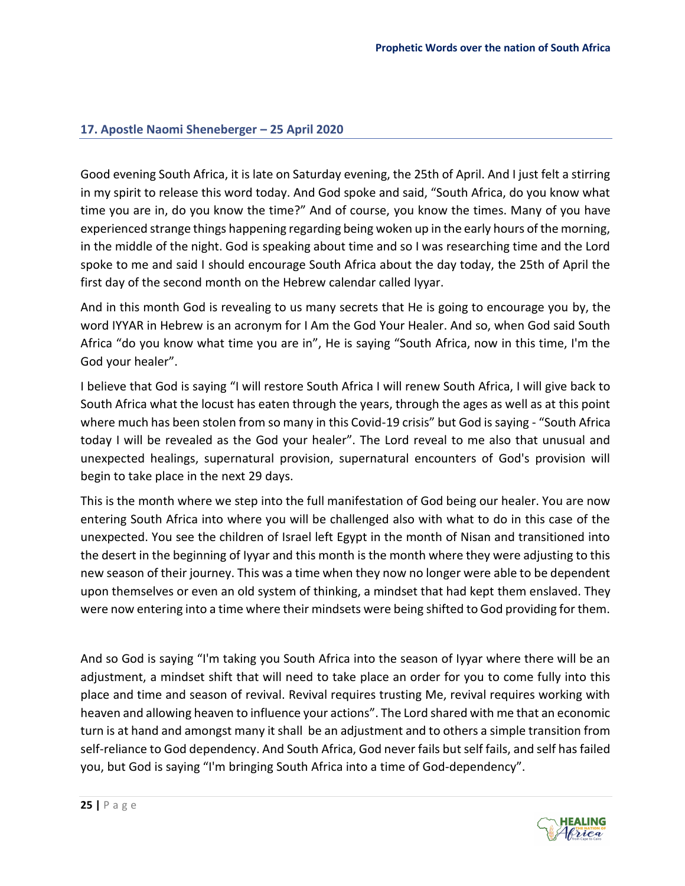## 17. Apostle Naomi Sheneberger – 25 April 2020

Good evening South Africa, it is late on Saturday evening, the 25th of April. And I just felt a stirring in my spirit to release this word today. And God spoke and said, "South Africa, do you know what time you are in, do you know the time?" And of course, you know the times. Many of you have experienced strange things happening regarding being woken up in the early hours of the morning, in the middle of the night. God is speaking about time and so I was researching time and the Lord spoke to me and said I should encourage South Africa about the day today, the 25th of April the first day of the second month on the Hebrew calendar called Iyyar.

And in this month God is revealing to us many secrets that He is going to encourage you by, the word IYYAR in Hebrew is an acronym for I Am the God Your Healer. And so, when God said South Africa "do you know what time you are in", He is saying "South Africa, now in this time, I'm the God your healer".

I believe that God is saying "I will restore South Africa I will renew South Africa, I will give back to South Africa what the locust has eaten through the years, through the ages as well as at this point where much has been stolen from so many in this Covid-19 crisis" but God is saying - "South Africa today I will be revealed as the God your healer". The Lord reveal to me also that unusual and unexpected healings, supernatural provision, supernatural encounters of God's provision will begin to take place in the next 29 days.

This is the month where we step into the full manifestation of God being our healer. You are now entering South Africa into where you will be challenged also with what to do in this case of the unexpected. You see the children of Israel left Egypt in the month of Nisan and transitioned into the desert in the beginning of Iyyar and this month is the month where they were adjusting to this new season of their journey. This was a time when they now no longer were able to be dependent upon themselves or even an old system of thinking, a mindset that had kept them enslaved. They were now entering into a time where their mindsets were being shifted to God providing for them.

And so God is saying "I'm taking you South Africa into the season of Iyyar where there will be an adjustment, a mindset shift that will need to take place an order for you to come fully into this place and time and season of revival. Revival requires trusting Me, revival requires working with heaven and allowing heaven to influence your actions". The Lord shared with me that an economic turn is at hand and amongst many it shall be an adjustment and to others a simple transition from self-reliance to God dependency. And South Africa, God never fails but self fails, and self has failed you, but God is saying "I'm bringing South Africa into a time of God-dependency".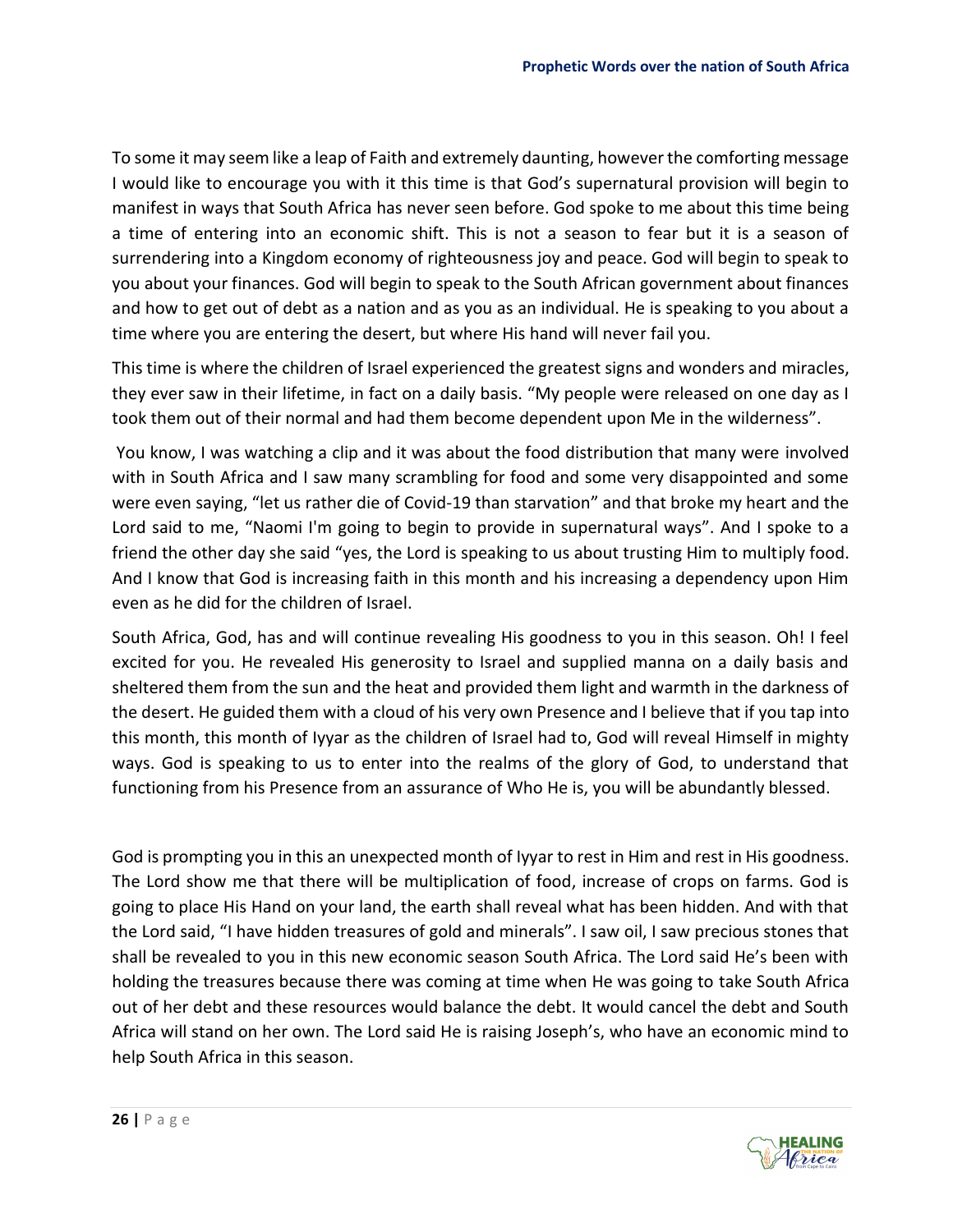To some it may seem like a leap of Faith and extremely daunting, however the comforting message I would like to encourage you with it this time is that God's supernatural provision will begin to manifest in ways that South Africa has never seen before. God spoke to me about this time being a time of entering into an economic shift. This is not a season to fear but it is a season of surrendering into a Kingdom economy of righteousness joy and peace. God will begin to speak to you about your finances. God will begin to speak to the South African government about finances and how to get out of debt as a nation and as you as an individual. He is speaking to you about a time where you are entering the desert, but where His hand will never fail you.

This time is where the children of Israel experienced the greatest signs and wonders and miracles, they ever saw in their lifetime, in fact on a daily basis. "My people were released on one day as I took them out of their normal and had them become dependent upon Me in the wilderness".

You know, I was watching a clip and it was about the food distribution that many were involved with in South Africa and I saw many scrambling for food and some very disappointed and some were even saying, "let us rather die of Covid-19 than starvation" and that broke my heart and the Lord said to me, "Naomi I'm going to begin to provide in supernatural ways". And I spoke to a friend the other day she said "yes, the Lord is speaking to us about trusting Him to multiply food. And I know that God is increasing faith in this month and his increasing a dependency upon Him even as he did for the children of Israel.

South Africa, God, has and will continue revealing His goodness to you in this season. Oh! I feel excited for you. He revealed His generosity to Israel and supplied manna on a daily basis and sheltered them from the sun and the heat and provided them light and warmth in the darkness of the desert. He guided them with a cloud of his very own Presence and I believe that if you tap into this month, this month of Iyyar as the children of Israel had to, God will reveal Himself in mighty ways. God is speaking to us to enter into the realms of the glory of God, to understand that functioning from his Presence from an assurance of Who He is, you will be abundantly blessed.

God is prompting you in this an unexpected month of Iyyar to rest in Him and rest in His goodness. The Lord show me that there will be multiplication of food, increase of crops on farms. God is going to place His Hand on your land, the earth shall reveal what has been hidden. And with that the Lord said, "I have hidden treasures of gold and minerals". I saw oil, I saw precious stones that shall be revealed to you in this new economic season South Africa. The Lord said He's been with holding the treasures because there was coming at time when He was going to take South Africa out of her debt and these resources would balance the debt. It would cancel the debt and South Africa will stand on her own. The Lord said He is raising Joseph's, who have an economic mind to help South Africa in this season.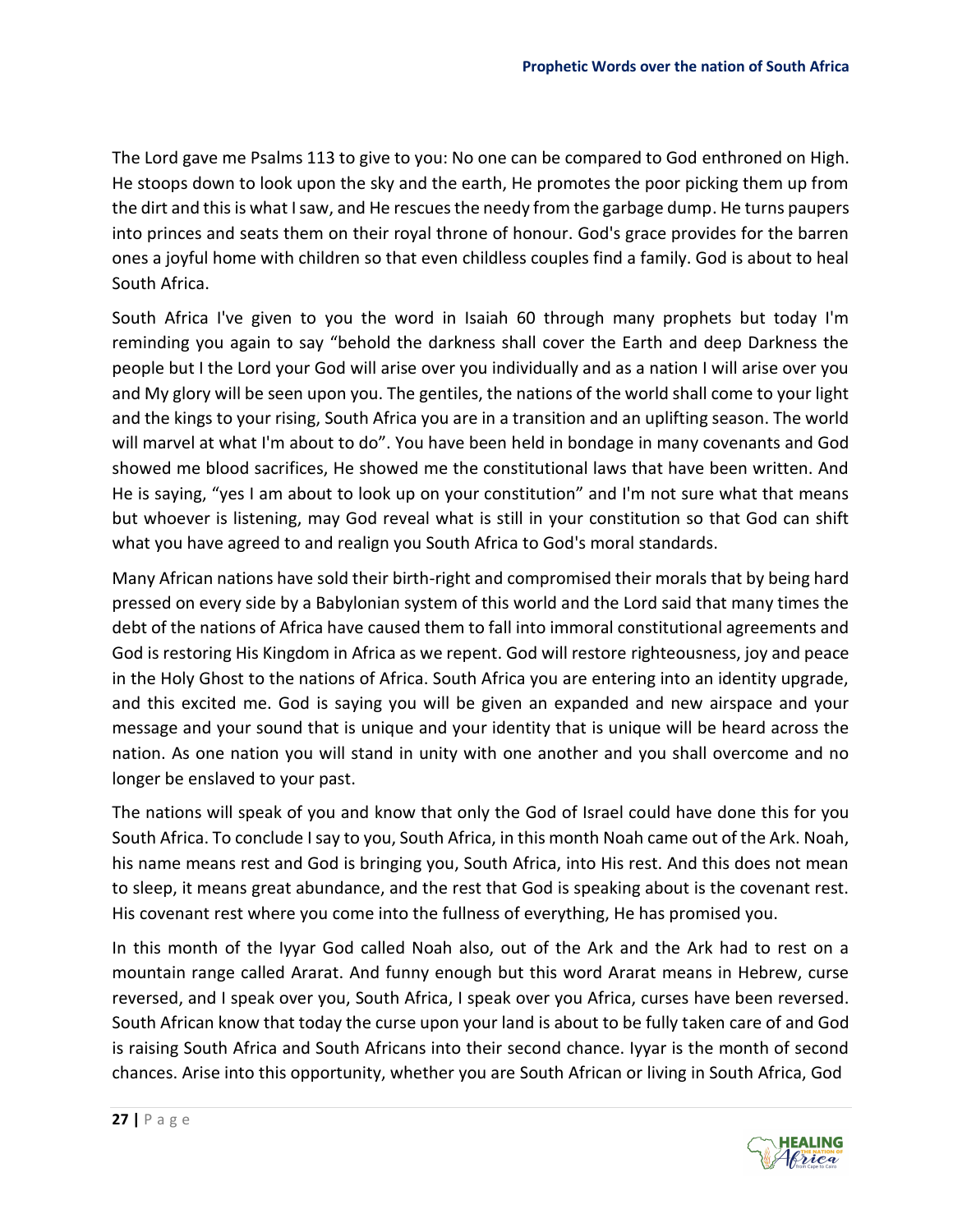The Lord gave me Psalms 113 to give to you: No one can be compared to God enthroned on High. He stoops down to look upon the sky and the earth, He promotes the poor picking them up from the dirt and this is what I saw, and He rescues the needy from the garbage dump. He turns paupers into princes and seats them on their royal throne of honour. God's grace provides for the barren ones a joyful home with children so that even childless couples find a family. God is about to heal South Africa.

South Africa I've given to you the word in Isaiah 60 through many prophets but today I'm reminding you again to say "behold the darkness shall cover the Earth and deep Darkness the people but I the Lord your God will arise over you individually and as a nation I will arise over you and My glory will be seen upon you. The gentiles, the nations of the world shall come to your light and the kings to your rising, South Africa you are in a transition and an uplifting season. The world will marvel at what I'm about to do". You have been held in bondage in many covenants and God showed me blood sacrifices, He showed me the constitutional laws that have been written. And He is saying, "yes I am about to look up on your constitution" and I'm not sure what that means but whoever is listening, may God reveal what is still in your constitution so that God can shift what you have agreed to and realign you South Africa to God's moral standards.

Many African nations have sold their birth-right and compromised their morals that by being hard pressed on every side by a Babylonian system of this world and the Lord said that many times the debt of the nations of Africa have caused them to fall into immoral constitutional agreements and God is restoring His Kingdom in Africa as we repent. God will restore righteousness, joy and peace in the Holy Ghost to the nations of Africa. South Africa you are entering into an identity upgrade, and this excited me. God is saying you will be given an expanded and new airspace and your message and your sound that is unique and your identity that is unique will be heard across the nation. As one nation you will stand in unity with one another and you shall overcome and no longer be enslaved to your past.

The nations will speak of you and know that only the God of Israel could have done this for you South Africa. To conclude I say to you, South Africa, in this month Noah came out of the Ark. Noah, his name means rest and God is bringing you, South Africa, into His rest. And this does not mean to sleep, it means great abundance, and the rest that God is speaking about is the covenant rest. His covenant rest where you come into the fullness of everything, He has promised you.

In this month of the Iyyar God called Noah also, out of the Ark and the Ark had to rest on a mountain range called Ararat. And funny enough but this word Ararat means in Hebrew, curse reversed, and I speak over you, South Africa, I speak over you Africa, curses have been reversed. South African know that today the curse upon your land is about to be fully taken care of and God is raising South Africa and South Africans into their second chance. Iyyar is the month of second chances. Arise into this opportunity, whether you are South African or living in South Africa, God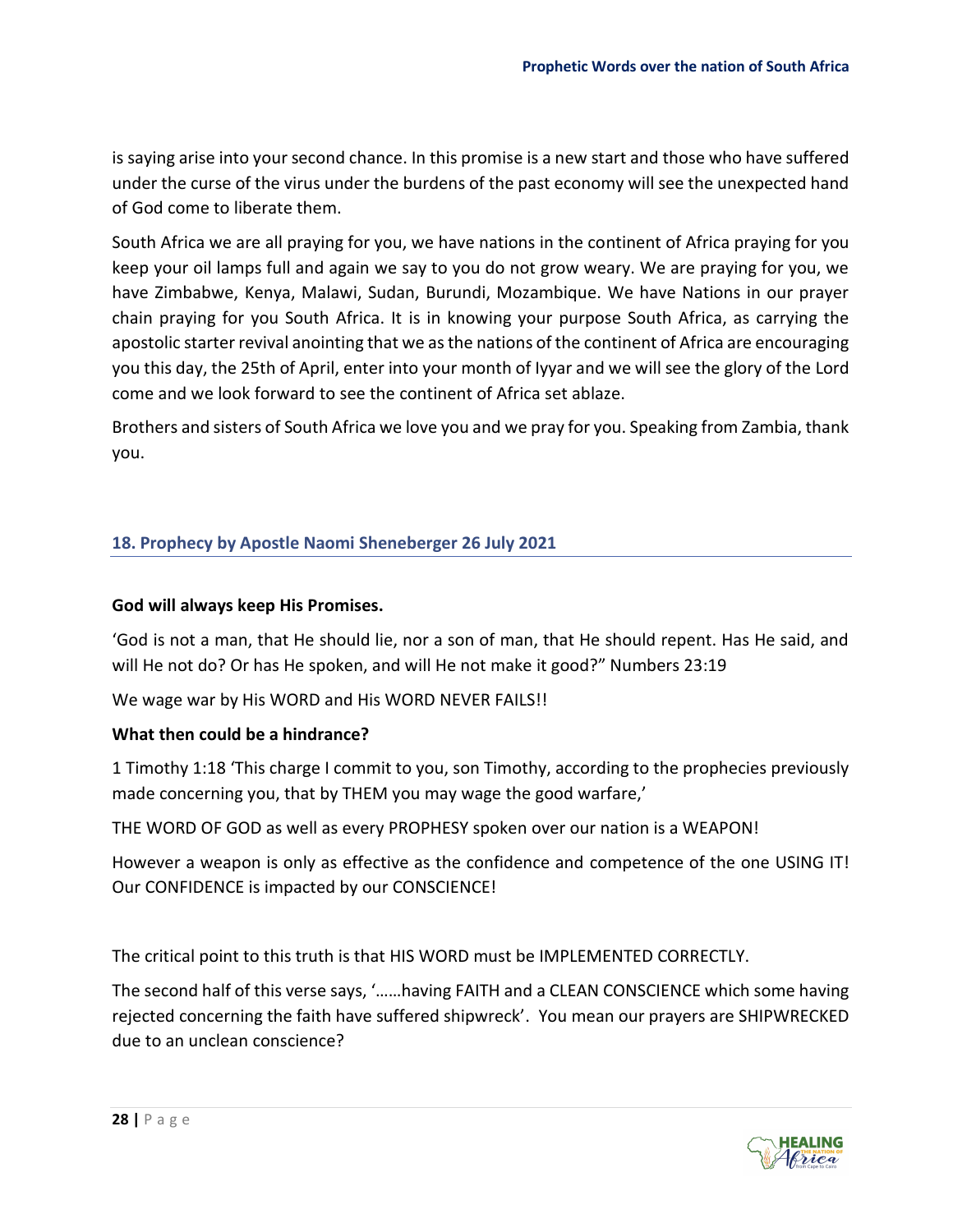is saying arise into your second chance. In this promise is a new start and those who have suffered under the curse of the virus under the burdens of the past economy will see the unexpected hand of God come to liberate them.

South Africa we are all praying for you, we have nations in the continent of Africa praying for you keep your oil lamps full and again we say to you do not grow weary. We are praying for you, we have Zimbabwe, Kenya, Malawi, Sudan, Burundi, Mozambique. We have Nations in our prayer chain praying for you South Africa. It is in knowing your purpose South Africa, as carrying the apostolic starter revival anointing that we as the nations of the continent of Africa are encouraging you this day, the 25th of April, enter into your month of Iyyar and we will see the glory of the Lord come and we look forward to see the continent of Africa set ablaze.

Brothers and sisters of South Africa we love you and we pray for you. Speaking from Zambia, thank you.

## 18. Prophecy by Apostle Naomi Sheneberger 26 July 2021

**God will always keep His Promises.**

'God is not a man, that He should lie, nor a son of man, that He should repent. Has He said, and will He not do? Or has He spoken, and will He not make it good?" Numbers 23:19

We wage war by His WORD and His WORD NEVER FAILS!!

**What then could be a hindrance?**

1 Timothy 1:18 'This charge I commit to you, son Timothy, according to the prophecies previously made concerning you, that by THEM you may wage the good warfare,'

THE WORD OF GOD as well as every PROPHESY spoken over our nation is a WEAPON!

However a weapon is only as effective as the confidence and competence of the one USING IT! Our CONFIDENCE is impacted by our CONSCIENCE!

The critical point to this truth is that HIS WORD must be IMPLEMENTED CORRECTLY.

The second half of this verse says, '……having FAITH and a CLEAN CONSCIENCE which some having rejected concerning the faith have suffered shipwreck'. You mean our prayers are SHIPWRECKED due to an unclean conscience?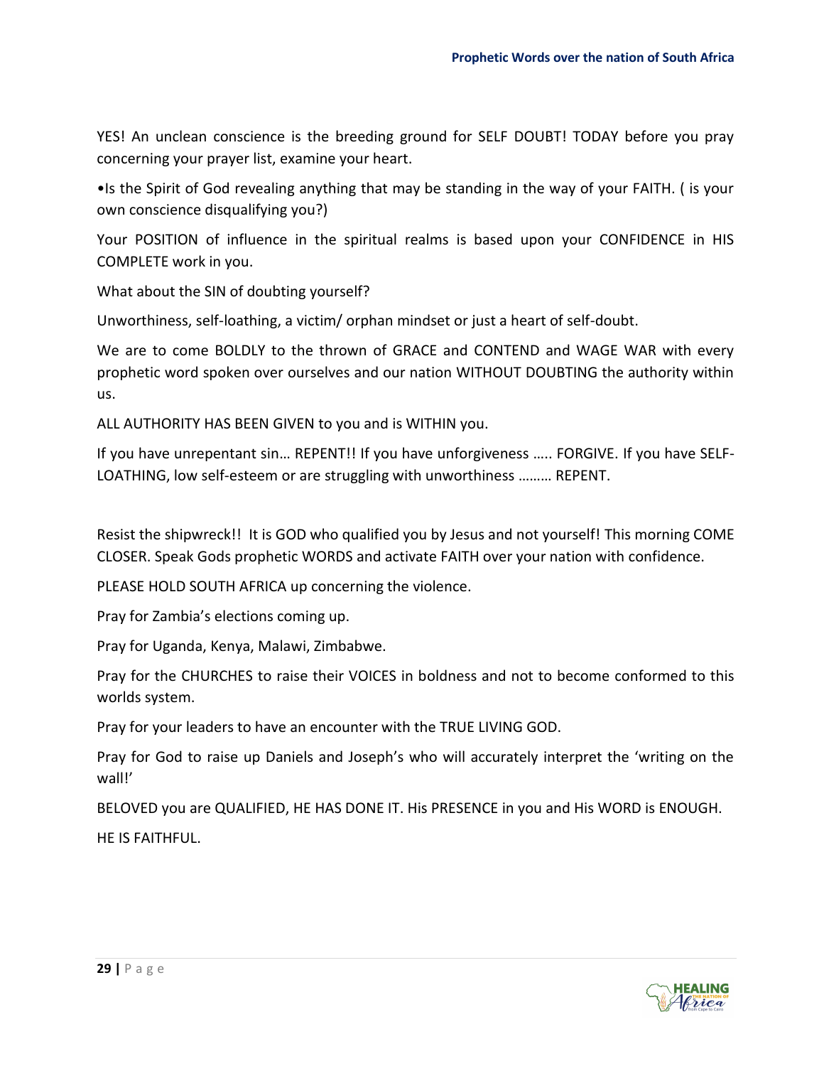YES! An unclean conscience is the breeding ground for SELF DOUBT! TODAY before you pray concerning your prayer list, examine your heart.

•Is the Spirit of God revealing anything that may be standing in the way of your FAITH. ( is your own conscience disqualifying you?)

Your POSITION of influence in the spiritual realms is based upon your CONFIDENCE in HIS COMPLETE work in you.

What about the SIN of doubting yourself?

Unworthiness, self-loathing, a victim/ orphan mindset or just a heart of self-doubt.

We are to come BOLDLY to the thrown of GRACE and CONTEND and WAGE WAR with every prophetic word spoken over ourselves and our nation WITHOUT DOUBTING the authority within us.

ALL AUTHORITY HAS BEEN GIVEN to you and is WITHIN you.

If you have unrepentant sin… REPENT!! If you have unforgiveness ….. FORGIVE. If you have SELF-LOATHING, low self-esteem or are struggling with unworthiness ……… REPENT.

Resist the shipwreck!! It is GOD who qualified you by Jesus and not yourself! This morning COME CLOSER. Speak Gods prophetic WORDS and activate FAITH over your nation with confidence.

PLEASE HOLD SOUTH AFRICA up concerning the violence.

Pray for Zambia's elections coming up.

Pray for Uganda, Kenya, Malawi, Zimbabwe.

Pray for the CHURCHES to raise their VOICES in boldness and not to become conformed to this worlds system.

Pray for your leaders to have an encounter with the TRUE LIVING GOD.

Pray for God to raise up Daniels and Joseph's who will accurately interpret the 'writing on the wall!'

BELOVED you are QUALIFIED, HE HAS DONE IT. His PRESENCE in you and His WORD is ENOUGH.

HE IS FAITHFUL.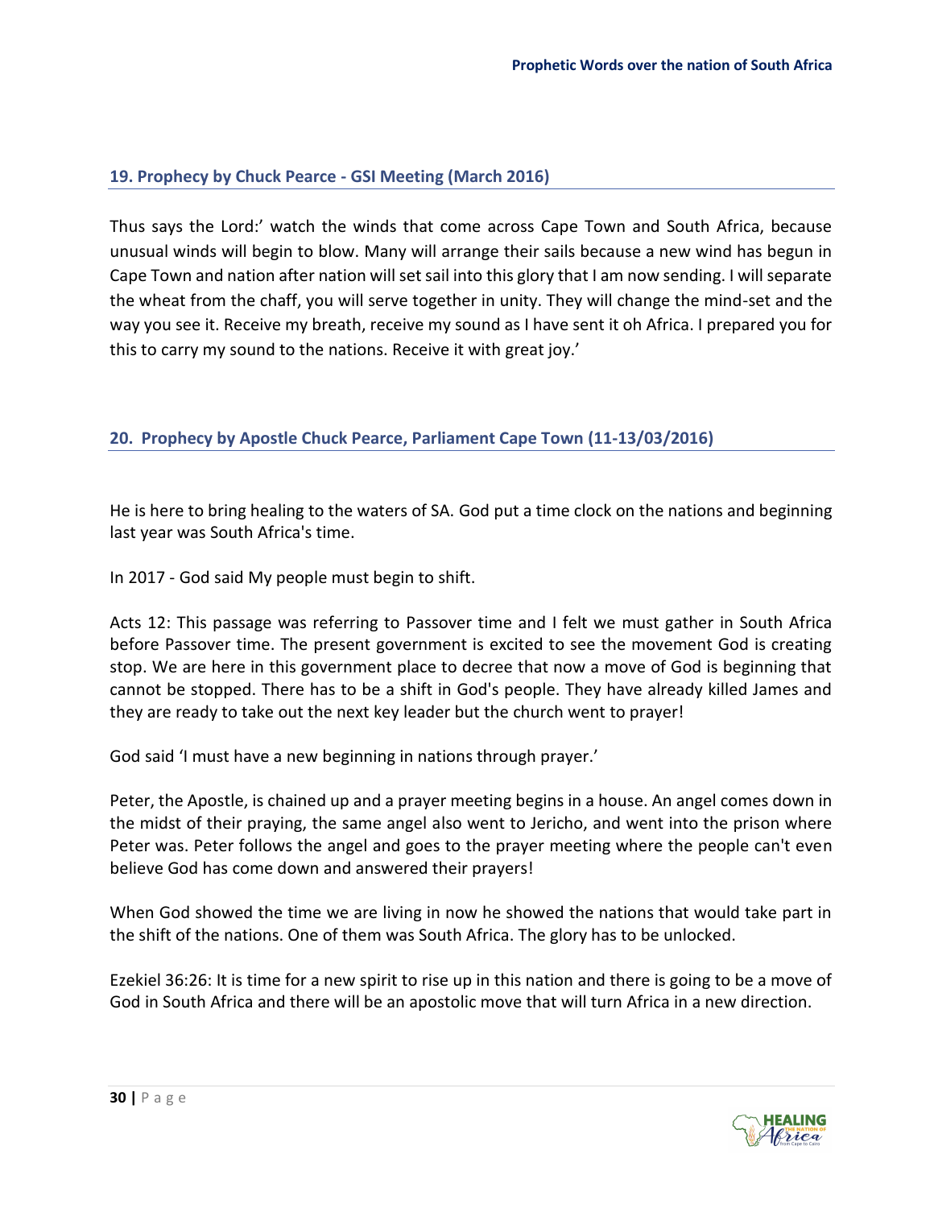## 19. Prophecy by Chuck Pearce - GSI Meeting (March 2016)

Thus says the Lord:' watch the winds that come across Cape Town and South Africa, because unusual winds will begin to blow. Many will arrange their sails because a new wind has begun in Cape Town and nation after nation will set sail into this glory that I am now sending. I will separate the wheat from the chaff, you will serve together in unity. They will change the mind-set and the way you see it. Receive my breath, receive my sound as I have sent it oh Africa. I prepared you for this to carry my sound to the nations. Receive it with great joy.'

## 20. Prophecy by Apostle Chuck Pearce, Parliament Cape Town (11-13/03/2016)

He is here to bring healing to the waters of SA. God put a time clock on the nations and beginning last year was South Africa's time.

In 2017 - God said My people must begin to shift.

Acts 12: This passage was referring to Passover time and I felt we must gather in South Africa before Passover time. The present government is excited to see the movement God is creating stop. We are here in this government place to decree that now a move of God is beginning that cannot be stopped. There has to be a shift in God's people. They have already killed James and they are ready to take out the next key leader but the church went to prayer!

God said 'I must have a new beginning in nations through prayer.'

Peter, the Apostle, is chained up and a prayer meeting begins in a house. An angel comes down in the midst of their praying, the same angel also went to Jericho, and went into the prison where Peter was. Peter follows the angel and goes to the prayer meeting where the people can't even believe God has come down and answered their prayers!

When God showed the time we are living in now he showed the nations that would take part in the shift of the nations. One of them was South Africa. The glory has to be unlocked.

Ezekiel 36:26: It is time for a new spirit to rise up in this nation and there is going to be a move of God in South Africa and there will be an apostolic move that will turn Africa in a new direction.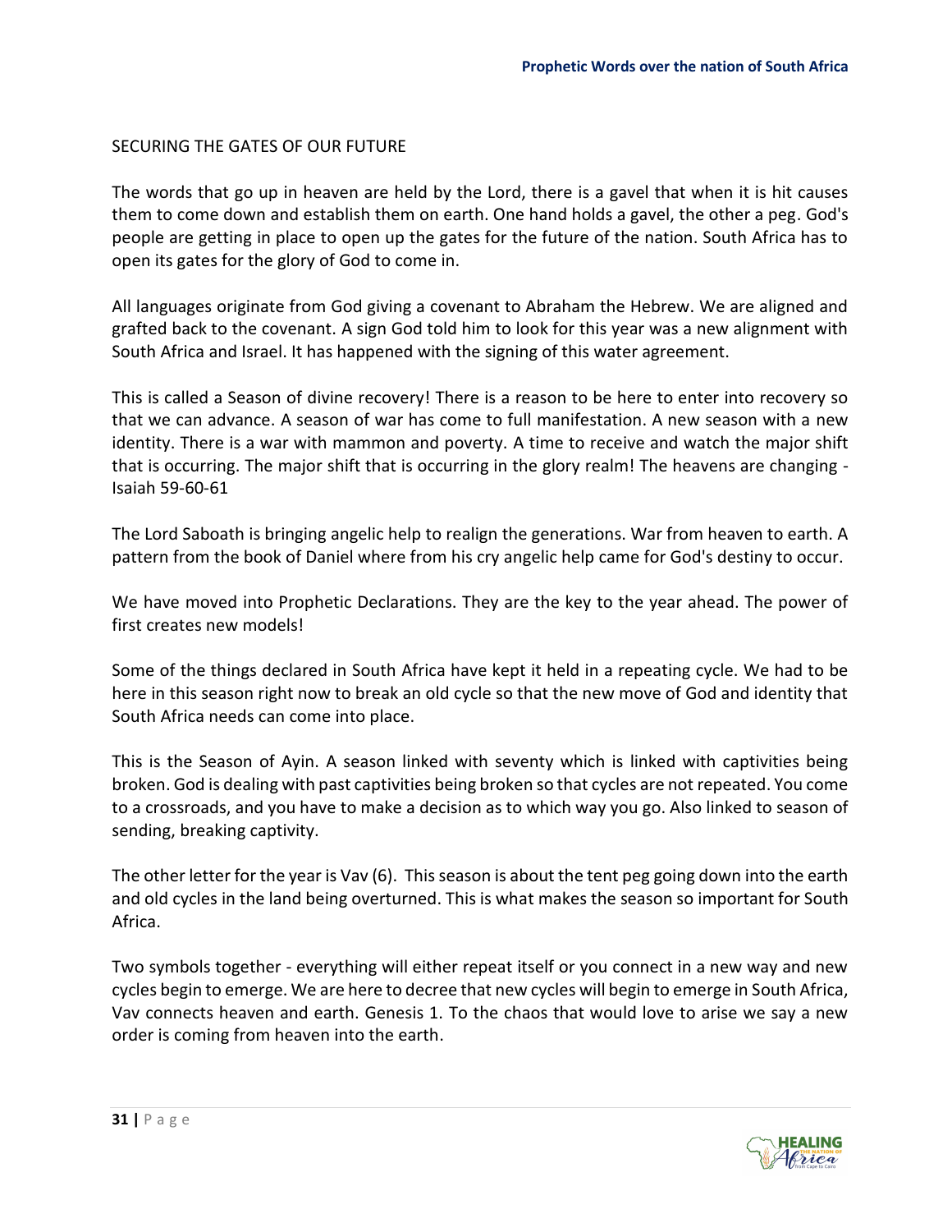## SECURING THE GATES OF OUR FUTURE

The words that go up in heaven are held by the Lord, there is a gavel that when it is hit causes them to come down and establish them on earth. One hand holds a gavel, the other a peg. God's people are getting in place to open up the gates for the future of the nation. South Africa has to open its gates for the glory of God to come in.

All languages originate from God giving a covenant to Abraham the Hebrew. We are aligned and grafted back to the covenant. A sign God told him to look for this year was a new alignment with South Africa and Israel. It has happened with the signing of this water agreement.

This is called a Season of divine recovery! There is a reason to be here to enter into recovery so that we can advance. A season of war has come to full manifestation. A new season with a new identity. There is a war with mammon and poverty. A time to receive and watch the major shift that is occurring. The major shift that is occurring in the glory realm! The heavens are changing - Isaiah 59-60-61

The Lord Saboath is bringing angelic help to realign the generations. War from heaven to earth. A pattern from the book of Daniel where from his cry angelic help came for God's destiny to occur.

We have moved into Prophetic Declarations. They are the key to the year ahead. The power of first creates new models!

Some of the things declared in South Africa have kept it held in a repeating cycle. We had to be here in this season right now to break an old cycle so that the new move of God and identity that South Africa needs can come into place.

This is the Season of Ayin. A season linked with seventy which is linked with captivities being broken. God is dealing with past captivities being broken so that cycles are not repeated. You come to a crossroads, and you have to make a decision as to which way you go. Also linked to season of sending, breaking captivity.

The other letter for the year is Vav (6). This season is about the tent peg going down into the earth and old cycles in the land being overturned. This is what makes the season so important for South Africa.

Two symbols together - everything will either repeat itself or you connect in a new way and new cycles begin to emerge. We are here to decree that new cycles will begin to emerge in South Africa, Vav connects heaven and earth. Genesis 1. To the chaos that would love to arise we say a new order is coming from heaven into the earth.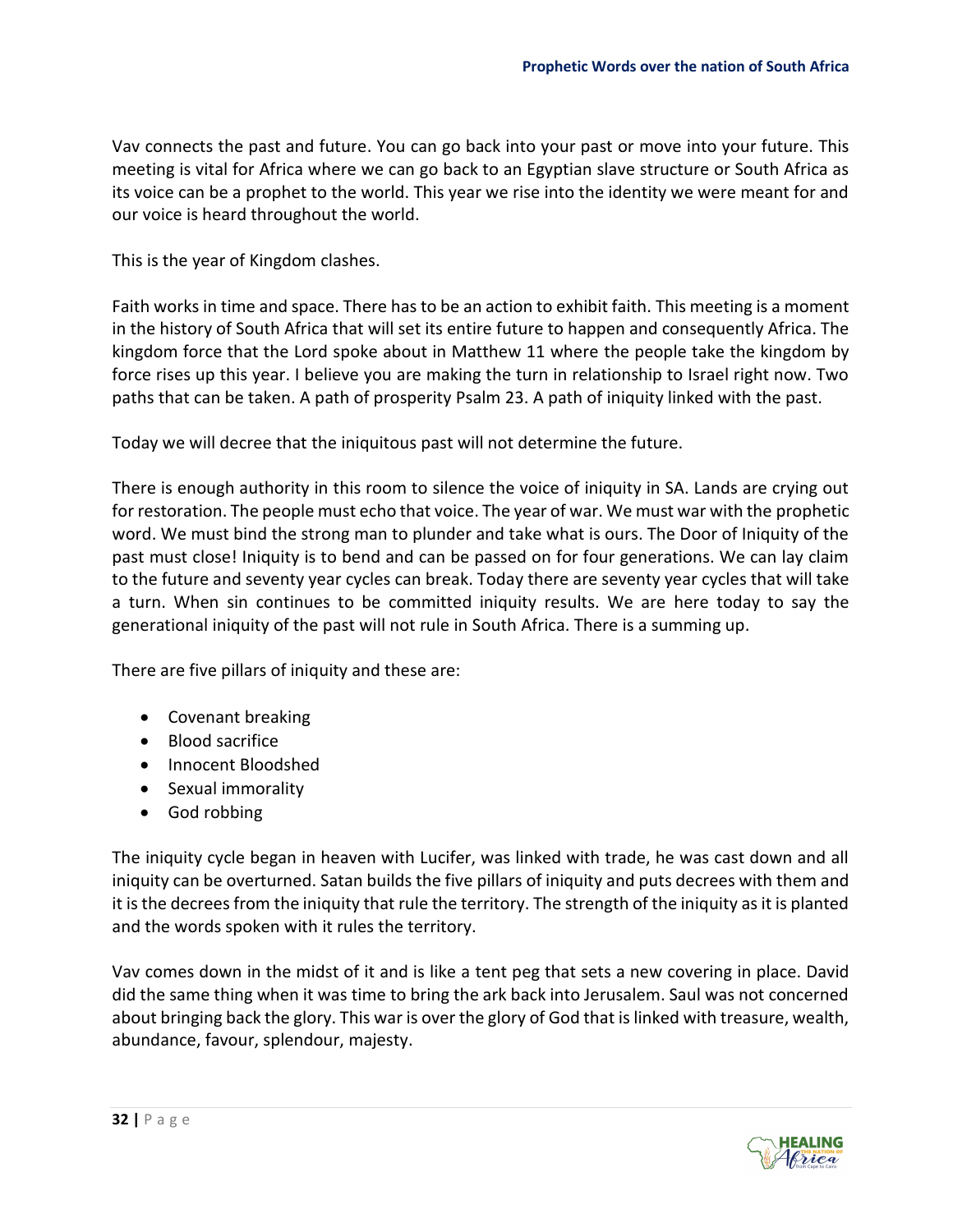Vav connects the past and future. You can go back into your past or move into your future. This meeting is vital for Africa where we can go back to an Egyptian slave structure or South Africa as its voice can be a prophet to the world. This year we rise into the identity we were meant for and our voice is heard throughout the world.

This is the year of Kingdom clashes.

Faith works in time and space. There has to be an action to exhibit faith. This meeting is a moment in the history of South Africa that will set its entire future to happen and consequently Africa. The kingdom force that the Lord spoke about in Matthew 11 where the people take the kingdom by force rises up this year. I believe you are making the turn in relationship to Israel right now. Two paths that can be taken. A path of prosperity Psalm 23. A path of iniquity linked with the past.

Today we will decree that the iniquitous past will not determine the future.

There is enough authority in this room to silence the voice of iniquity in SA. Lands are crying out for restoration. The people must echo that voice. The year of war. We must war with the prophetic word. We must bind the strong man to plunder and take what is ours. The Door of Iniquity of the past must close! Iniquity is to bend and can be passed on for four generations. We can lay claim to the future and seventy year cycles can break. Today there are seventy year cycles that will take a turn. When sin continues to be committed iniquity results. We are here today to say the generational iniquity of the past will not rule in South Africa. There is a summing up.

There are five pillars of iniquity and these are:

- Covenant breaking
- Blood sacrifice
- Innocent Bloodshed
- Sexual immorality
- God robbing

The iniquity cycle began in heaven with Lucifer, was linked with trade, he was cast down and all iniquity can be overturned. Satan builds the five pillars of iniquity and puts decrees with them and it is the decrees from the iniquity that rule the territory. The strength of the iniquity as it is planted and the words spoken with it rules the territory.

Vav comes down in the midst of it and is like a tent peg that sets a new covering in place. David did the same thing when it was time to bring the ark back into Jerusalem. Saul was not concerned about bringing back the glory. This war is over the glory of God that is linked with treasure, wealth, abundance, favour, splendour, majesty.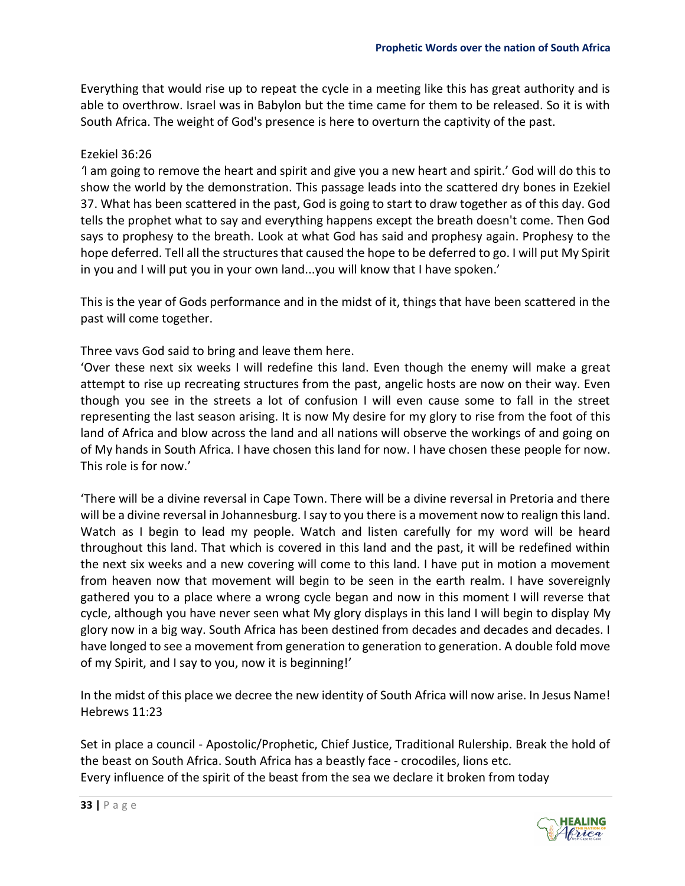Everything that would rise up to repeat the cycle in a meeting like this has great authority and is able to overthrow. Israel was in Babylon but the time came for them to be released. So it is with South Africa. The weight of God's presence is here to overturn the captivity of the past.

Ezekiel 36:26
*'*I am going to remove the heart and spirit and give you a new heart and spirit.' God will do this to show the world by the demonstration. This passage leads into the scattered dry bones in Ezekiel 37. What has been scattered in the past, God is going to start to draw together as of this day. God tells the prophet what to say and everything happens except the breath doesn't come. Then God says to prophesy to the breath. Look at what God has said and prophesy again. Prophesy to the hope deferred. Tell all the structures that caused the hope to be deferred to go. I will put My Spirit in you and I will put you in your own land...you will know that I have spoken.'

This is the year of Gods performance and in the midst of it, things that have been scattered in the past will come together.

Three vavs God said to bring and leave them here.
'Over these next six weeks I will redefine this land. Even though the enemy will make a great attempt to rise up recreating structures from the past, angelic hosts are now on their way. Even though you see in the streets a lot of confusion I will even cause some to fall in the street representing the last season arising. It is now My desire for my glory to rise from the foot of this land of Africa and blow across the land and all nations will observe the workings of and going on of My hands in South Africa. I have chosen this land for now. I have chosen these people for now. This role is for now.'

'There will be a divine reversal in Cape Town. There will be a divine reversal in Pretoria and there will be a divine reversal in Johannesburg. I say to you there is a movement now to realign this land. Watch as I begin to lead my people. Watch and listen carefully for my word will be heard throughout this land. That which is covered in this land and the past, it will be redefined within the next six weeks and a new covering will come to this land. I have put in motion a movement from heaven now that movement will begin to be seen in the earth realm. I have sovereignly gathered you to a place where a wrong cycle began and now in this moment I will reverse that cycle, although you have never seen what My glory displays in this land I will begin to display My glory now in a big way. South Africa has been destined from decades and decades and decades. I have longed to see a movement from generation to generation to generation. A double fold move of my Spirit, and I say to you, now it is beginning!'

In the midst of this place we decree the new identity of South Africa will now arise. In Jesus Name!
Hebrews 11:23

Set in place a council - Apostolic/Prophetic, Chief Justice, Traditional Rulership. Break the hold of the beast on South Africa. South Africa has a beastly face - crocodiles, lions etc.
Every influence of the spirit of the beast from the sea we declare it broken from today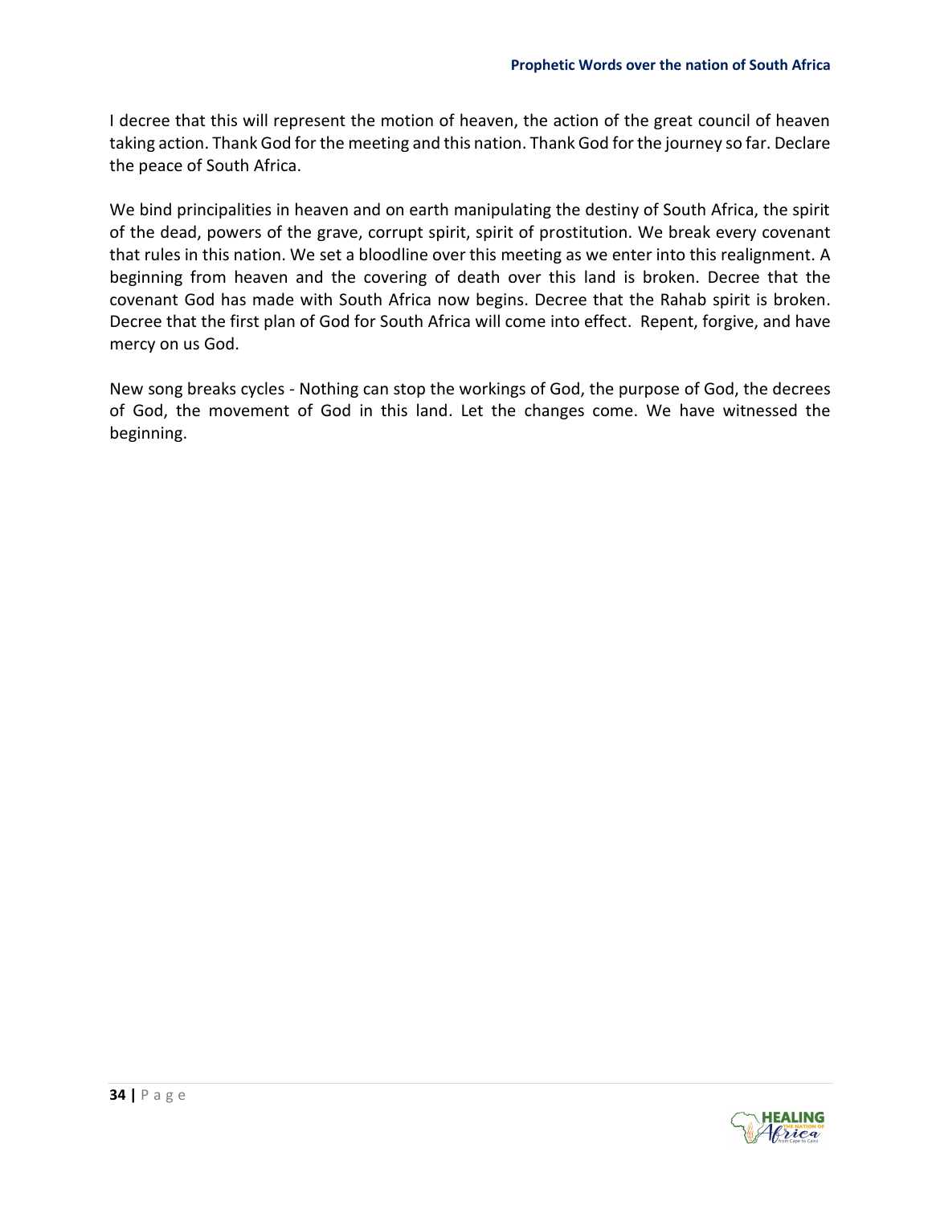I decree that this will represent the motion of heaven, the action of the great council of heaven taking action. Thank God for the meeting and this nation. Thank God for the journey so far. Declare the peace of South Africa.

We bind principalities in heaven and on earth manipulating the destiny of South Africa, the spirit of the dead, powers of the grave, corrupt spirit, spirit of prostitution. We break every covenant that rules in this nation. We set a bloodline over this meeting as we enter into this realignment. A beginning from heaven and the covering of death over this land is broken. Decree that the covenant God has made with South Africa now begins. Decree that the Rahab spirit is broken. Decree that the first plan of God for South Africa will come into effect. Repent, forgive, and have mercy on us God.

New song breaks cycles - Nothing can stop the workings of God, the purpose of God, the decrees of God, the movement of God in this land. Let the changes come. We have witnessed the beginning.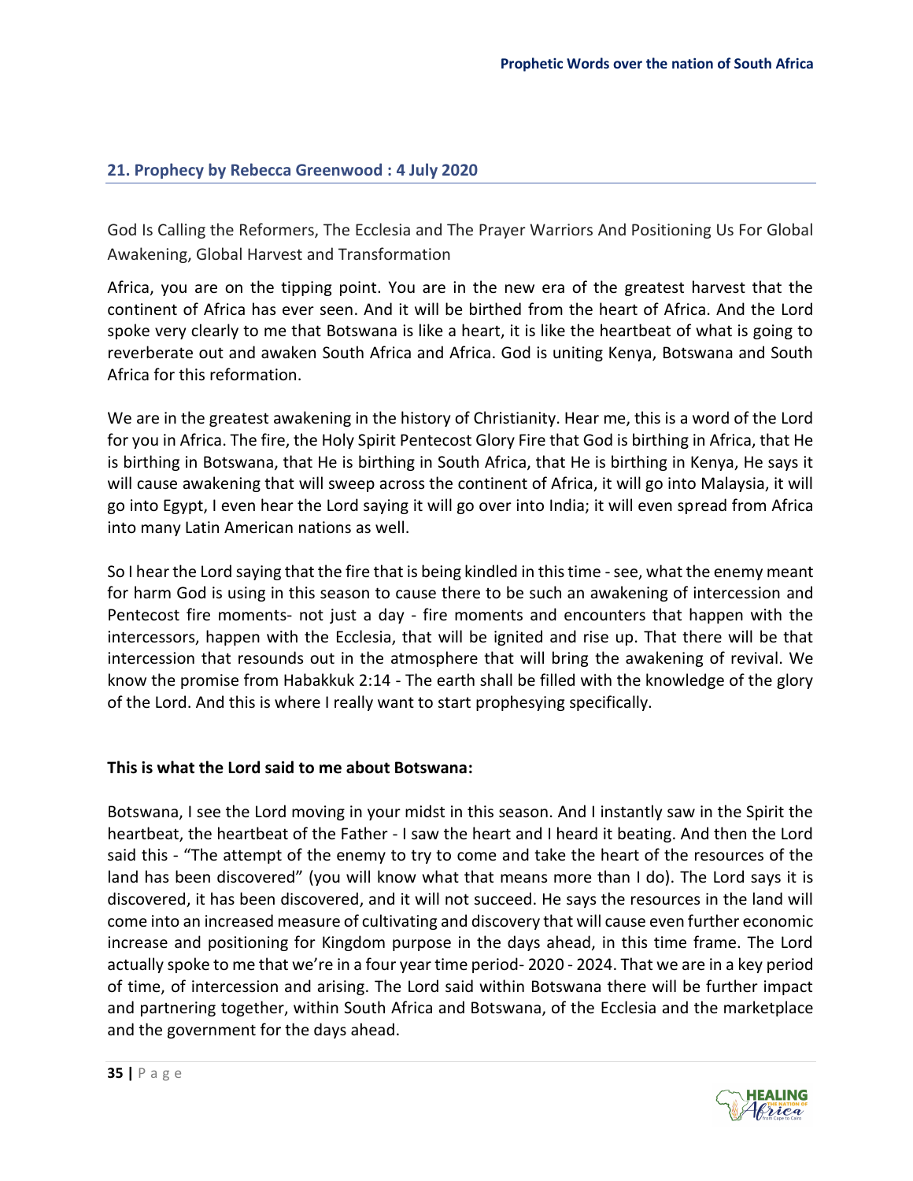## 21. Prophecy by Rebecca Greenwood : 4 July 2020

God Is Calling the Reformers, The Ecclesia and The Prayer Warriors And Positioning Us For Global Awakening, Global Harvest and Transformation

Africa, you are on the tipping point. You are in the new era of the greatest harvest that the continent of Africa has ever seen. And it will be birthed from the heart of Africa. And the Lord spoke very clearly to me that Botswana is like a heart, it is like the heartbeat of what is going to reverberate out and awaken South Africa and Africa. God is uniting Kenya, Botswana and South Africa for this reformation.

We are in the greatest awakening in the history of Christianity. Hear me, this is a word of the Lord for you in Africa. The fire, the Holy Spirit Pentecost Glory Fire that God is birthing in Africa, that He is birthing in Botswana, that He is birthing in South Africa, that He is birthing in Kenya, He says it will cause awakening that will sweep across the continent of Africa, it will go into Malaysia, it will go into Egypt, I even hear the Lord saying it will go over into India; it will even spread from Africa into many Latin American nations as well.

So I hear the Lord saying that the fire that is being kindled in this time - see, what the enemy meant for harm God is using in this season to cause there to be such an awakening of intercession and Pentecost fire moments- not just a day - fire moments and encounters that happen with the intercessors, happen with the Ecclesia, that will be ignited and rise up. That there will be that intercession that resounds out in the atmosphere that will bring the awakening of revival. We know the promise from Habakkuk 2:14 - The earth shall be filled with the knowledge of the glory of the Lord. And this is where I really want to start prophesying specifically.

**This is what the Lord said to me about Botswana:**

Botswana, I see the Lord moving in your midst in this season. And I instantly saw in the Spirit the heartbeat, the heartbeat of the Father - I saw the heart and I heard it beating. And then the Lord said this - "The attempt of the enemy to try to come and take the heart of the resources of the land has been discovered" (you will know what that means more than I do). The Lord says it is discovered, it has been discovered, and it will not succeed. He says the resources in the land will come into an increased measure of cultivating and discovery that will cause even further economic increase and positioning for Kingdom purpose in the days ahead, in this time frame. The Lord actually spoke to me that we're in a four year time period- 2020 - 2024. That we are in a key period of time, of intercession and arising. The Lord said within Botswana there will be further impact and partnering together, within South Africa and Botswana, of the Ecclesia and the marketplace and the government for the days ahead.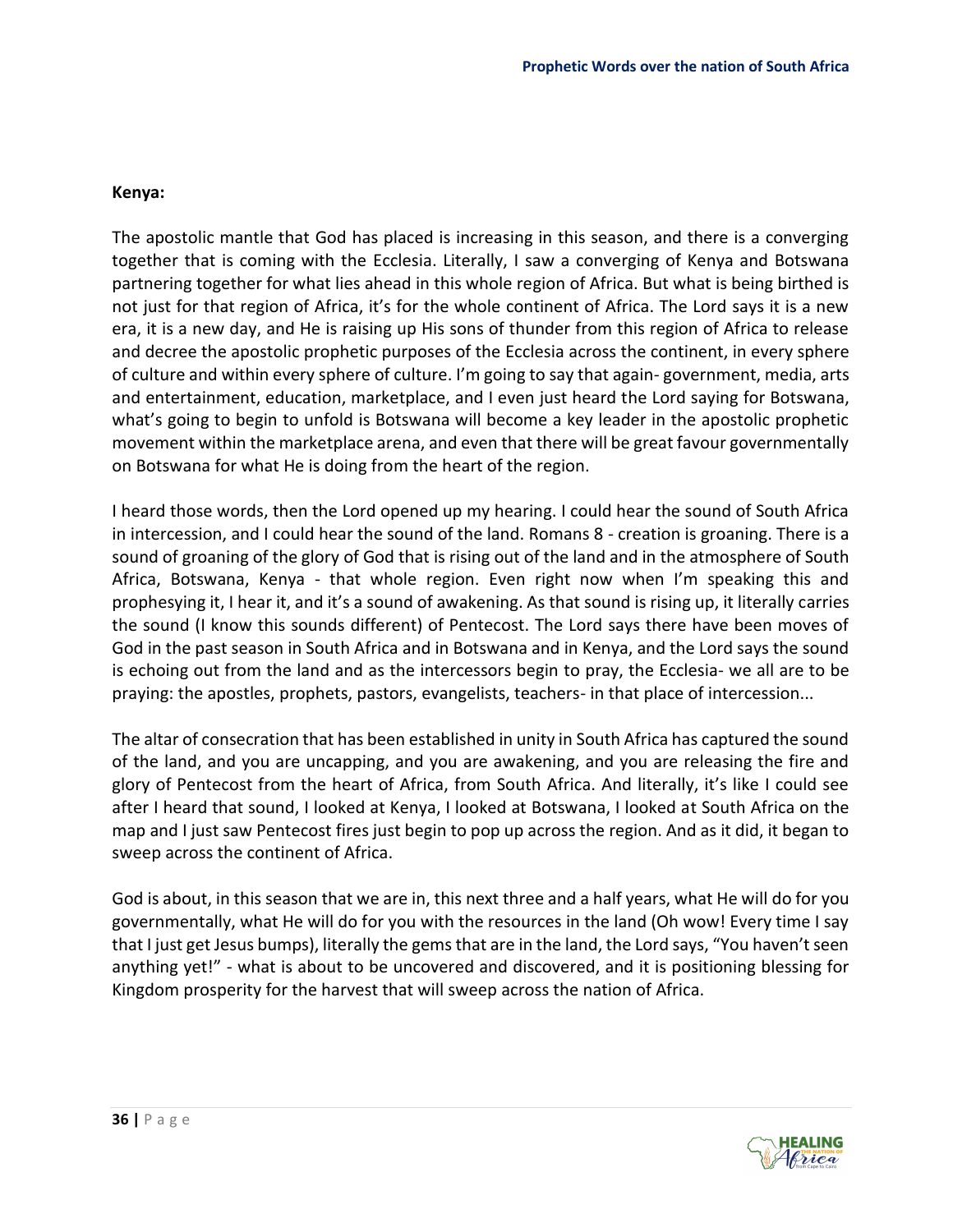**Kenya:**

The apostolic mantle that God has placed is increasing in this season, and there is a converging together that is coming with the Ecclesia. Literally, I saw a converging of Kenya and Botswana partnering together for what lies ahead in this whole region of Africa. But what is being birthed is not just for that region of Africa, it's for the whole continent of Africa. The Lord says it is a new era, it is a new day, and He is raising up His sons of thunder from this region of Africa to release and decree the apostolic prophetic purposes of the Ecclesia across the continent, in every sphere of culture and within every sphere of culture. I'm going to say that again- government, media, arts and entertainment, education, marketplace, and I even just heard the Lord saying for Botswana, what's going to begin to unfold is Botswana will become a key leader in the apostolic prophetic movement within the marketplace arena, and even that there will be great favour governmentally on Botswana for what He is doing from the heart of the region.

I heard those words, then the Lord opened up my hearing. I could hear the sound of South Africa in intercession, and I could hear the sound of the land. Romans 8 - creation is groaning. There is a sound of groaning of the glory of God that is rising out of the land and in the atmosphere of South Africa, Botswana, Kenya - that whole region. Even right now when I'm speaking this and prophesying it, I hear it, and it's a sound of awakening. As that sound is rising up, it literally carries the sound (I know this sounds different) of Pentecost. The Lord says there have been moves of God in the past season in South Africa and in Botswana and in Kenya, and the Lord says the sound is echoing out from the land and as the intercessors begin to pray, the Ecclesia- we all are to be praying: the apostles, prophets, pastors, evangelists, teachers- in that place of intercession...

The altar of consecration that has been established in unity in South Africa has captured the sound of the land, and you are uncapping, and you are awakening, and you are releasing the fire and glory of Pentecost from the heart of Africa, from South Africa. And literally, it's like I could see after I heard that sound, I looked at Kenya, I looked at Botswana, I looked at South Africa on the map and I just saw Pentecost fires just begin to pop up across the region. And as it did, it began to sweep across the continent of Africa.

God is about, in this season that we are in, this next three and a half years, what He will do for you governmentally, what He will do for you with the resources in the land (Oh wow! Every time I say that I just get Jesus bumps), literally the gems that are in the land, the Lord says, "You haven't seen anything yet!" - what is about to be uncovered and discovered, and it is positioning blessing for Kingdom prosperity for the harvest that will sweep across the nation of Africa.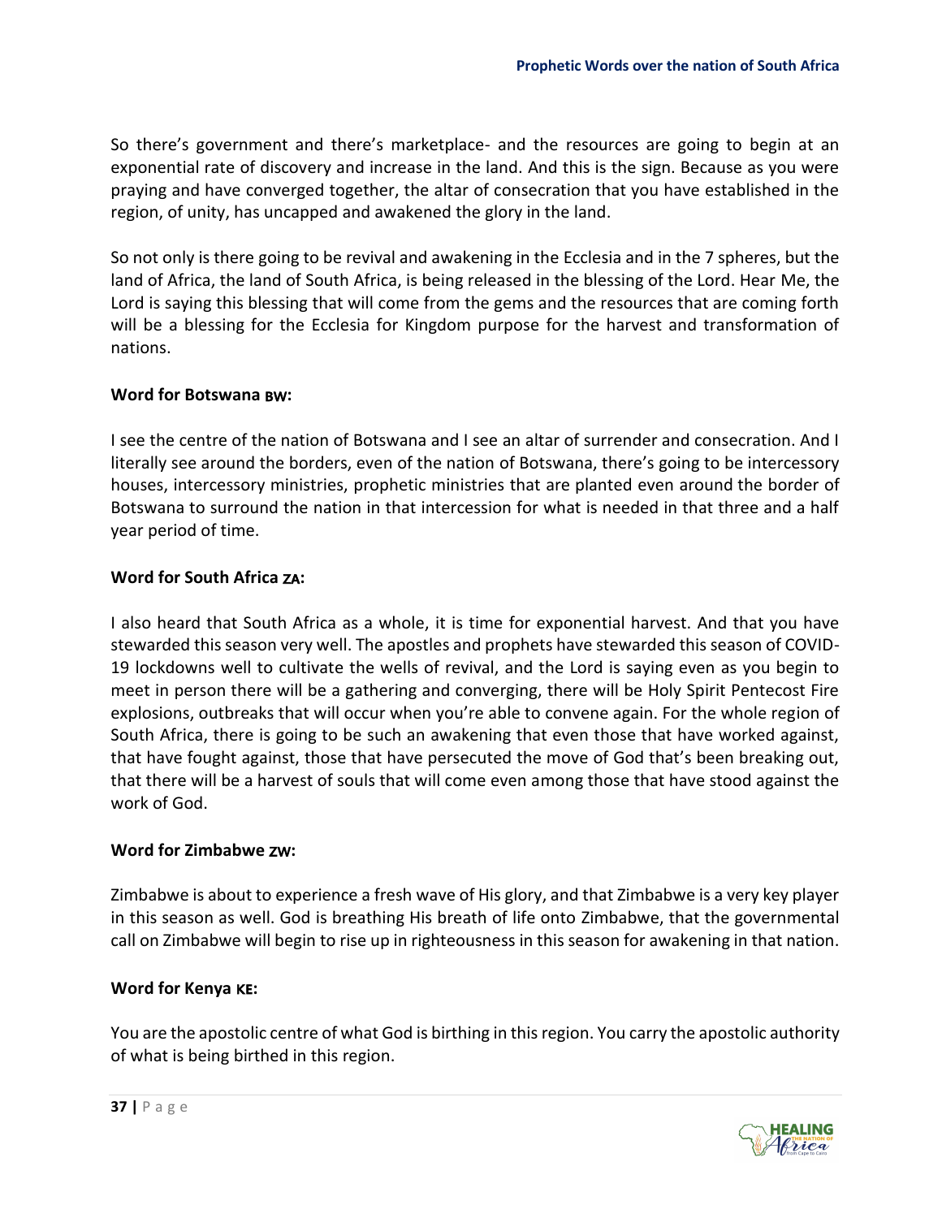So there's government and there's marketplace- and the resources are going to begin at an exponential rate of discovery and increase in the land. And this is the sign. Because as you were praying and have converged together, the altar of consecration that you have established in the region, of unity, has uncapped and awakened the glory in the land.

So not only is there going to be revival and awakening in the Ecclesia and in the 7 spheres, but the land of Africa, the land of South Africa, is being released in the blessing of the Lord. Hear Me, the Lord is saying this blessing that will come from the gems and the resources that are coming forth will be a blessing for the Ecclesia for Kingdom purpose for the harvest and transformation of nations.

**Word for Botswana BW:**

I see the centre of the nation of Botswana and I see an altar of surrender and consecration. And I literally see around the borders, even of the nation of Botswana, there's going to be intercessory houses, intercessory ministries, prophetic ministries that are planted even around the border of Botswana to surround the nation in that intercession for what is needed in that three and a half year period of time.

**Word for South Africa ZA:**

I also heard that South Africa as a whole, it is time for exponential harvest. And that you have stewarded this season very well. The apostles and prophets have stewarded this season of COVID-19 lockdowns well to cultivate the wells of revival, and the Lord is saying even as you begin to meet in person there will be a gathering and converging, there will be Holy Spirit Pentecost Fire explosions, outbreaks that will occur when you're able to convene again. For the whole region of South Africa, there is going to be such an awakening that even those that have worked against, that have fought against, those that have persecuted the move of God that's been breaking out, that there will be a harvest of souls that will come even among those that have stood against the work of God.

**Word for Zimbabwe ZW:**

Zimbabwe is about to experience a fresh wave of His glory, and that Zimbabwe is a very key player in this season as well. God is breathing His breath of life onto Zimbabwe, that the governmental call on Zimbabwe will begin to rise up in righteousness in this season for awakening in that nation.

**Word for Kenya KE:**

You are the apostolic centre of what God is birthing in this region. You carry the apostolic authority of what is being birthed in this region.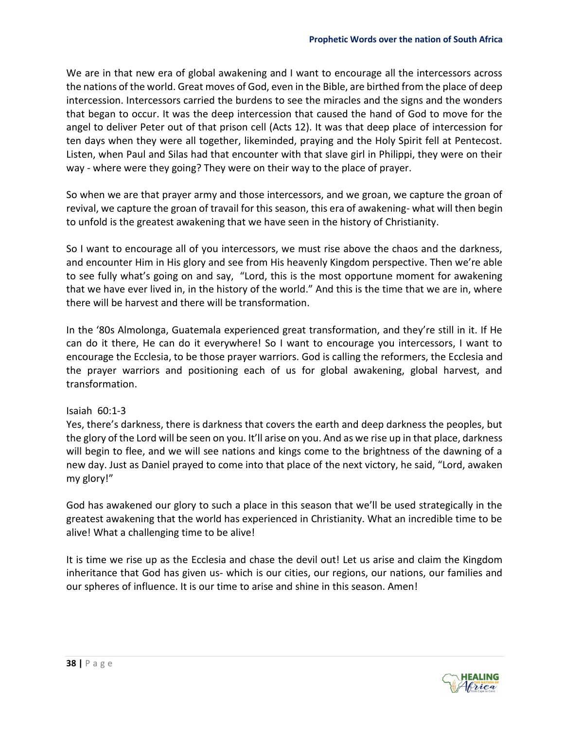We are in that new era of global awakening and I want to encourage all the intercessors across the nations of the world. Great moves of God, even in the Bible, are birthed from the place of deep intercession. Intercessors carried the burdens to see the miracles and the signs and the wonders that began to occur. It was the deep intercession that caused the hand of God to move for the angel to deliver Peter out of that prison cell (Acts 12). It was that deep place of intercession for ten days when they were all together, likeminded, praying and the Holy Spirit fell at Pentecost. Listen, when Paul and Silas had that encounter with that slave girl in Philippi, they were on their way - where were they going? They were on their way to the place of prayer.

So when we are that prayer army and those intercessors, and we groan, we capture the groan of revival, we capture the groan of travail for this season, this era of awakening- what will then begin to unfold is the greatest awakening that we have seen in the history of Christianity.

So I want to encourage all of you intercessors, we must rise above the chaos and the darkness, and encounter Him in His glory and see from His heavenly Kingdom perspective. Then we're able to see fully what's going on and say, "Lord, this is the most opportune moment for awakening that we have ever lived in, in the history of the world." And this is the time that we are in, where there will be harvest and there will be transformation.

In the '80s Almolonga, Guatemala experienced great transformation, and they're still in it. If He can do it there, He can do it everywhere! So I want to encourage you intercessors, I want to encourage the Ecclesia, to be those prayer warriors. God is calling the reformers, the Ecclesia and the prayer warriors and positioning each of us for global awakening, global harvest, and transformation.

Isaiah 60:1-3
Yes, there's darkness, there is darkness that covers the earth and deep darkness the peoples, but the glory of the Lord will be seen on you. It'll arise on you. And as we rise up in that place, darkness will begin to flee, and we will see nations and kings come to the brightness of the dawning of a new day. Just as Daniel prayed to come into that place of the next victory, he said, "Lord, awaken my glory!"

God has awakened our glory to such a place in this season that we'll be used strategically in the greatest awakening that the world has experienced in Christianity. What an incredible time to be alive! What a challenging time to be alive!

It is time we rise up as the Ecclesia and chase the devil out! Let us arise and claim the Kingdom inheritance that God has given us- which is our cities, our regions, our nations, our families and our spheres of influence. It is our time to arise and shine in this season. Amen!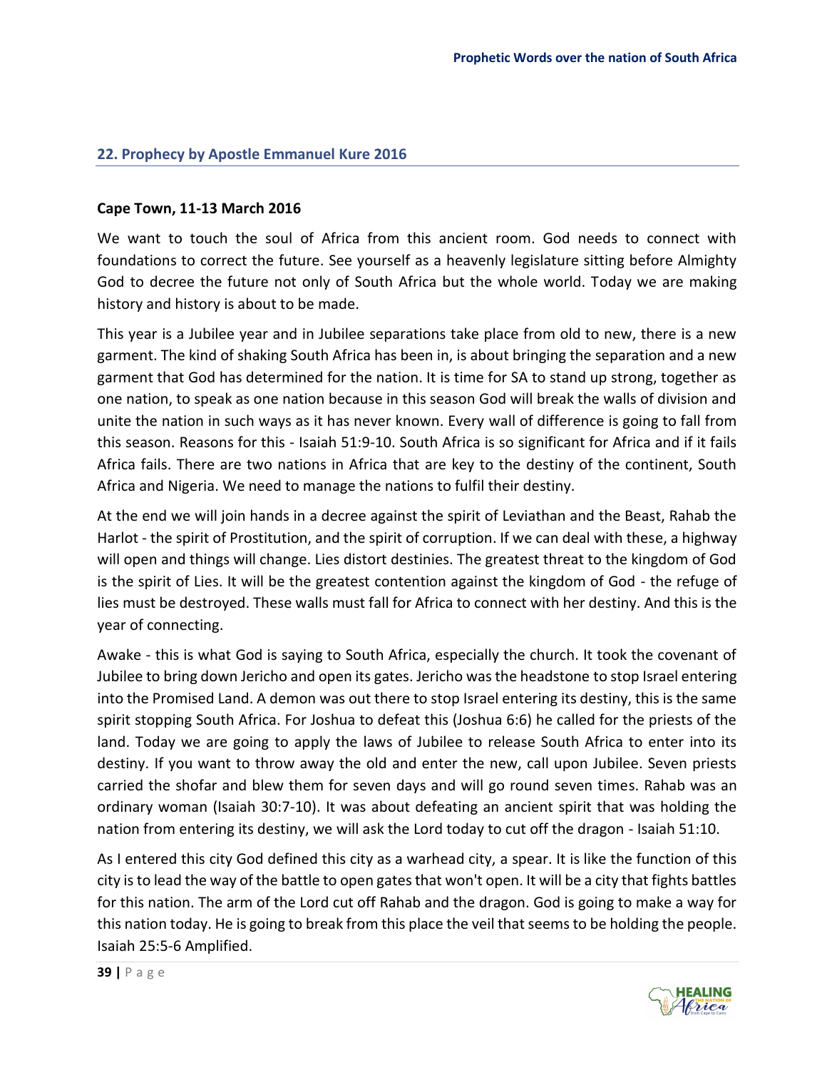## 22. Prophecy by Apostle Emmanuel Kure 2016

**Cape Town, 11-13 March 2016**

We want to touch the soul of Africa from this ancient room. God needs to connect with foundations to correct the future. See yourself as a heavenly legislature sitting before Almighty God to decree the future not only of South Africa but the whole world. Today we are making history and history is about to be made.

This year is a Jubilee year and in Jubilee separations take place from old to new, there is a new garment. The kind of shaking South Africa has been in, is about bringing the separation and a new garment that God has determined for the nation. It is time for SA to stand up strong, together as one nation, to speak as one nation because in this season God will break the walls of division and unite the nation in such ways as it has never known. Every wall of difference is going to fall from this season. Reasons for this - Isaiah 51:9-10. South Africa is so significant for Africa and if it fails Africa fails. There are two nations in Africa that are key to the destiny of the continent, South Africa and Nigeria. We need to manage the nations to fulfil their destiny.

At the end we will join hands in a decree against the spirit of Leviathan and the Beast, Rahab the Harlot - the spirit of Prostitution, and the spirit of corruption. If we can deal with these, a highway will open and things will change. Lies distort destinies. The greatest threat to the kingdom of God is the spirit of Lies. It will be the greatest contention against the kingdom of God - the refuge of lies must be destroyed. These walls must fall for Africa to connect with her destiny. And this is the year of connecting.

Awake - this is what God is saying to South Africa, especially the church. It took the covenant of Jubilee to bring down Jericho and open its gates. Jericho was the headstone to stop Israel entering into the Promised Land. A demon was out there to stop Israel entering its destiny, this is the same spirit stopping South Africa. For Joshua to defeat this (Joshua 6:6) he called for the priests of the land. Today we are going to apply the laws of Jubilee to release South Africa to enter into its destiny. If you want to throw away the old and enter the new, call upon Jubilee. Seven priests carried the shofar and blew them for seven days and will go round seven times. Rahab was an ordinary woman (Isaiah 30:7-10). It was about defeating an ancient spirit that was holding the nation from entering its destiny, we will ask the Lord today to cut off the dragon - Isaiah 51:10.

As I entered this city God defined this city as a warhead city, a spear. It is like the function of this city is to lead the way of the battle to open gates that won't open. It will be a city that fights battles for this nation. The arm of the Lord cut off Rahab and the dragon. God is going to make a way for this nation today. He is going to break from this place the veil that seems to be holding the people. Isaiah 25:5-6 Amplified.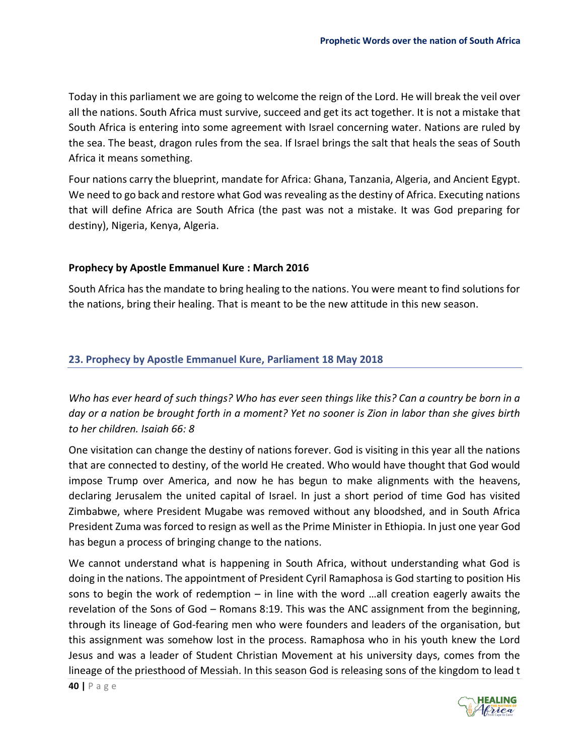Today in this parliament we are going to welcome the reign of the Lord. He will break the veil over all the nations. South Africa must survive, succeed and get its act together. It is not a mistake that South Africa is entering into some agreement with Israel concerning water. Nations are ruled by the sea. The beast, dragon rules from the sea. If Israel brings the salt that heals the seas of South Africa it means something.

Four nations carry the blueprint, mandate for Africa: Ghana, Tanzania, Algeria, and Ancient Egypt. We need to go back and restore what God was revealing as the destiny of Africa. Executing nations that will define Africa are South Africa (the past was not a mistake. It was God preparing for destiny), Nigeria, Kenya, Algeria.

**Prophecy by Apostle Emmanuel Kure : March 2016**

South Africa has the mandate to bring healing to the nations. You were meant to find solutions for the nations, bring their healing. That is meant to be the new attitude in this new season.

## 23. Prophecy by Apostle Emmanuel Kure, Parliament 18 May 2018

*Who has ever heard of such things? Who has ever seen things like this? Can a country be born in a day or a nation be brought forth in a moment? Yet no sooner is Zion in labor than she gives birth to her children. Isaiah 66: 8*

One visitation can change the destiny of nations forever. God is visiting in this year all the nations that are connected to destiny, of the world He created. Who would have thought that God would impose Trump over America, and now he has begun to make alignments with the heavens, declaring Jerusalem the united capital of Israel. In just a short period of time God has visited Zimbabwe, where President Mugabe was removed without any bloodshed, and in South Africa President Zuma was forced to resign as well as the Prime Minister in Ethiopia. In just one year God has begun a process of bringing change to the nations.

We cannot understand what is happening in South Africa, without understanding what God is doing in the nations. The appointment of President Cyril Ramaphosa is God starting to position His sons to begin the work of redemption – in line with the word …all creation eagerly awaits the revelation of the Sons of God – Romans 8:19. This was the ANC assignment from the beginning, through its lineage of God-fearing men who were founders and leaders of the organisation, but this assignment was somehow lost in the process. Ramaphosa who in his youth knew the Lord Jesus and was a leader of Student Christian Movement at his university days, comes from the lineage of the priesthood of Messiah. In this season God is releasing sons of the kingdom to lead t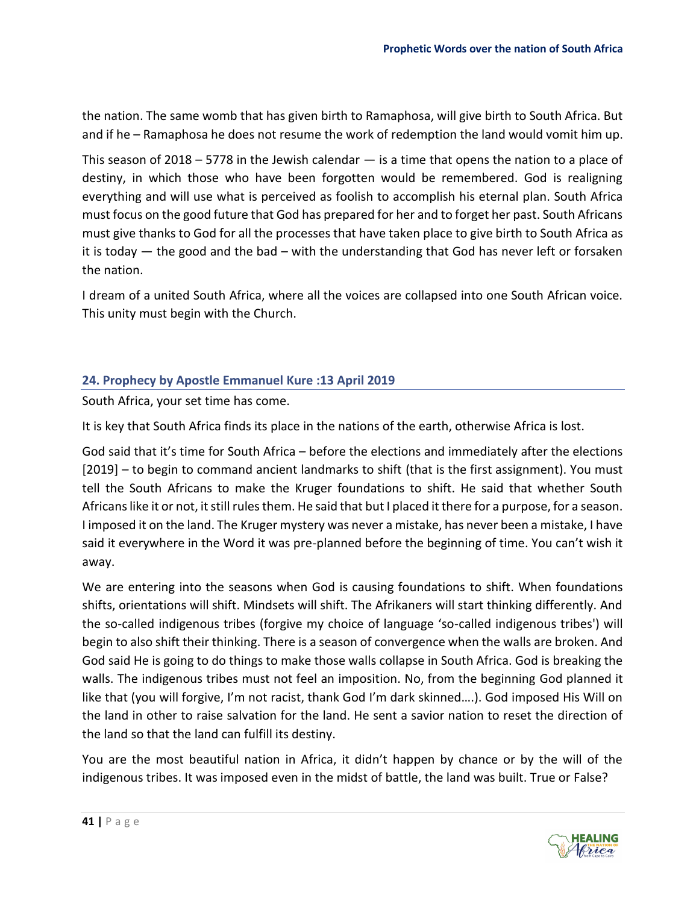the nation. The same womb that has given birth to Ramaphosa, will give birth to South Africa. But and if he – Ramaphosa he does not resume the work of redemption the land would vomit him up.

This season of 2018 – 5778 in the Jewish calendar — is a time that opens the nation to a place of destiny, in which those who have been forgotten would be remembered. God is realigning everything and will use what is perceived as foolish to accomplish his eternal plan. South Africa must focus on the good future that God has prepared for her and to forget her past. South Africans must give thanks to God for all the processes that have taken place to give birth to South Africa as it is today — the good and the bad – with the understanding that God has never left or forsaken the nation.

I dream of a united South Africa, where all the voices are collapsed into one South African voice. This unity must begin with the Church.

## 24. Prophecy by Apostle Emmanuel Kure :13 April 2019

South Africa, your set time has come.

It is key that South Africa finds its place in the nations of the earth, otherwise Africa is lost.

God said that it's time for South Africa – before the elections and immediately after the elections [2019] – to begin to command ancient landmarks to shift (that is the first assignment). You must tell the South Africans to make the Kruger foundations to shift. He said that whether South Africans like it or not, it still rules them. He said that but I placed it there for a purpose, for a season. I imposed it on the land. The Kruger mystery was never a mistake, has never been a mistake, I have said it everywhere in the Word it was pre-planned before the beginning of time. You can't wish it away.

We are entering into the seasons when God is causing foundations to shift. When foundations shifts, orientations will shift. Mindsets will shift. The Afrikaners will start thinking differently. And the so-called indigenous tribes (forgive my choice of language 'so-called indigenous tribes') will begin to also shift their thinking. There is a season of convergence when the walls are broken. And God said He is going to do things to make those walls collapse in South Africa. God is breaking the walls. The indigenous tribes must not feel an imposition. No, from the beginning God planned it like that (you will forgive, I'm not racist, thank God I'm dark skinned….). God imposed His Will on the land in other to raise salvation for the land. He sent a savior nation to reset the direction of the land so that the land can fulfill its destiny.

You are the most beautiful nation in Africa, it didn't happen by chance or by the will of the indigenous tribes. It was imposed even in the midst of battle, the land was built. True or False?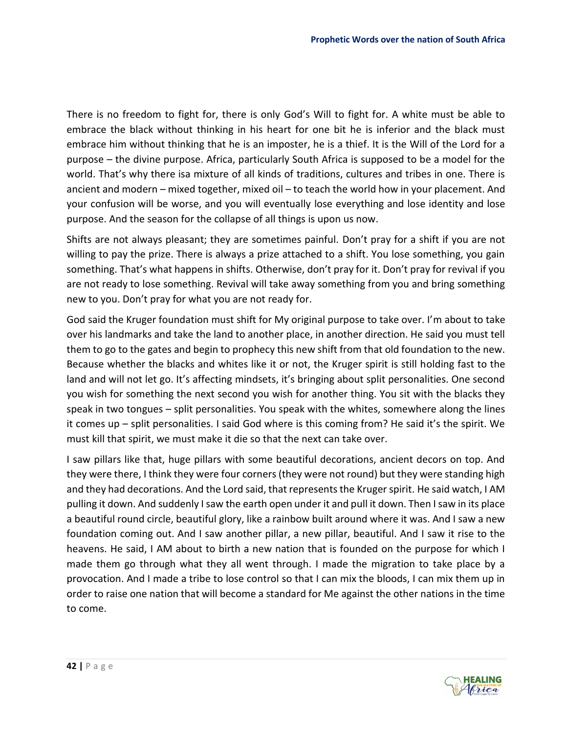There is no freedom to fight for, there is only God's Will to fight for. A white must be able to embrace the black without thinking in his heart for one bit he is inferior and the black must embrace him without thinking that he is an imposter, he is a thief. It is the Will of the Lord for a purpose – the divine purpose. Africa, particularly South Africa is supposed to be a model for the world. That's why there isa mixture of all kinds of traditions, cultures and tribes in one. There is ancient and modern – mixed together, mixed oil – to teach the world how in your placement. And your confusion will be worse, and you will eventually lose everything and lose identity and lose purpose. And the season for the collapse of all things is upon us now.

Shifts are not always pleasant; they are sometimes painful. Don't pray for a shift if you are not willing to pay the prize. There is always a prize attached to a shift. You lose something, you gain something. That's what happens in shifts. Otherwise, don't pray for it. Don't pray for revival if you are not ready to lose something. Revival will take away something from you and bring something new to you. Don't pray for what you are not ready for.

God said the Kruger foundation must shift for My original purpose to take over. I'm about to take over his landmarks and take the land to another place, in another direction. He said you must tell them to go to the gates and begin to prophecy this new shift from that old foundation to the new. Because whether the blacks and whites like it or not, the Kruger spirit is still holding fast to the land and will not let go. It's affecting mindsets, it's bringing about split personalities. One second you wish for something the next second you wish for another thing. You sit with the blacks they speak in two tongues – split personalities. You speak with the whites, somewhere along the lines it comes up – split personalities. I said God where is this coming from? He said it's the spirit. We must kill that spirit, we must make it die so that the next can take over.

I saw pillars like that, huge pillars with some beautiful decorations, ancient decors on top. And they were there, I think they were four corners (they were not round) but they were standing high and they had decorations. And the Lord said, that represents the Kruger spirit. He said watch, I AM pulling it down. And suddenly I saw the earth open under it and pull it down. Then I saw in its place a beautiful round circle, beautiful glory, like a rainbow built around where it was. And I saw a new foundation coming out. And I saw another pillar, a new pillar, beautiful. And I saw it rise to the heavens. He said, I AM about to birth a new nation that is founded on the purpose for which I made them go through what they all went through. I made the migration to take place by a provocation. And I made a tribe to lose control so that I can mix the bloods, I can mix them up in order to raise one nation that will become a standard for Me against the other nations in the time to come.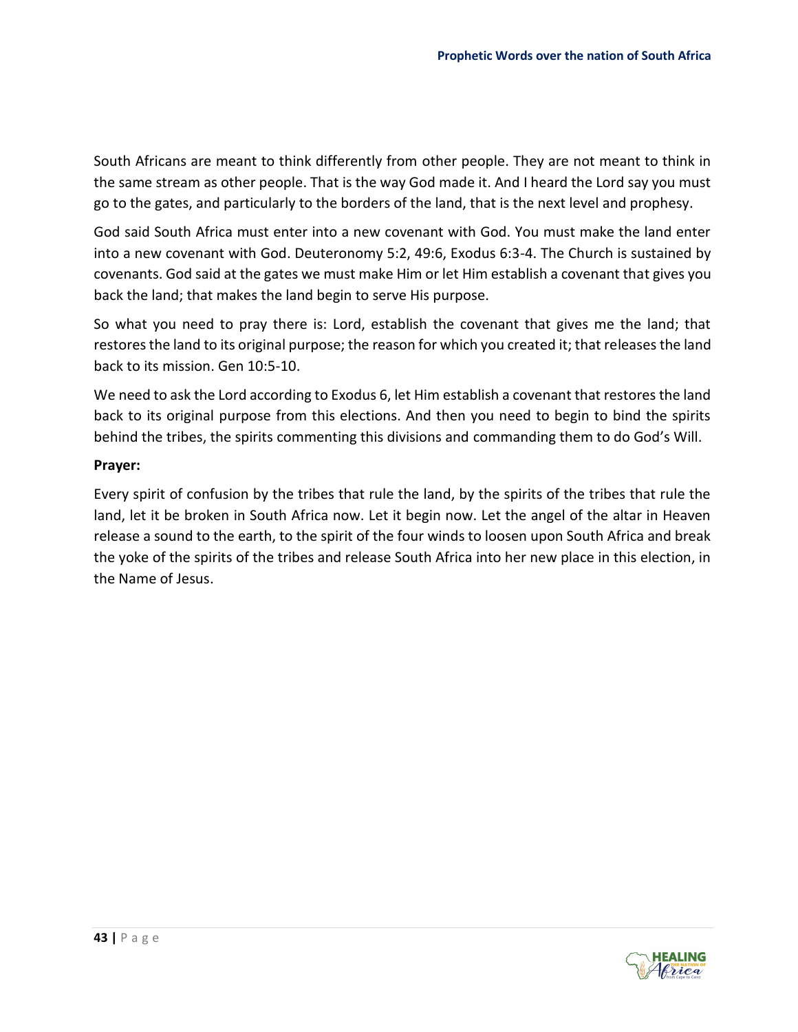South Africans are meant to think differently from other people. They are not meant to think in the same stream as other people. That is the way God made it. And I heard the Lord say you must go to the gates, and particularly to the borders of the land, that is the next level and prophesy.

God said South Africa must enter into a new covenant with God. You must make the land enter into a new covenant with God. Deuteronomy 5:2, 49:6, Exodus 6:3-4. The Church is sustained by covenants. God said at the gates we must make Him or let Him establish a covenant that gives you back the land; that makes the land begin to serve His purpose.

So what you need to pray there is: Lord, establish the covenant that gives me the land; that restores the land to its original purpose; the reason for which you created it; that releases the land back to its mission. Gen 10:5-10.

We need to ask the Lord according to Exodus 6, let Him establish a covenant that restores the land back to its original purpose from this elections. And then you need to begin to bind the spirits behind the tribes, the spirits commenting this divisions and commanding them to do God's Will.

**Prayer:**

Every spirit of confusion by the tribes that rule the land, by the spirits of the tribes that rule the land, let it be broken in South Africa now. Let it begin now. Let the angel of the altar in Heaven release a sound to the earth, to the spirit of the four winds to loosen upon South Africa and break the yoke of the spirits of the tribes and release South Africa into her new place in this election, in the Name of Jesus.